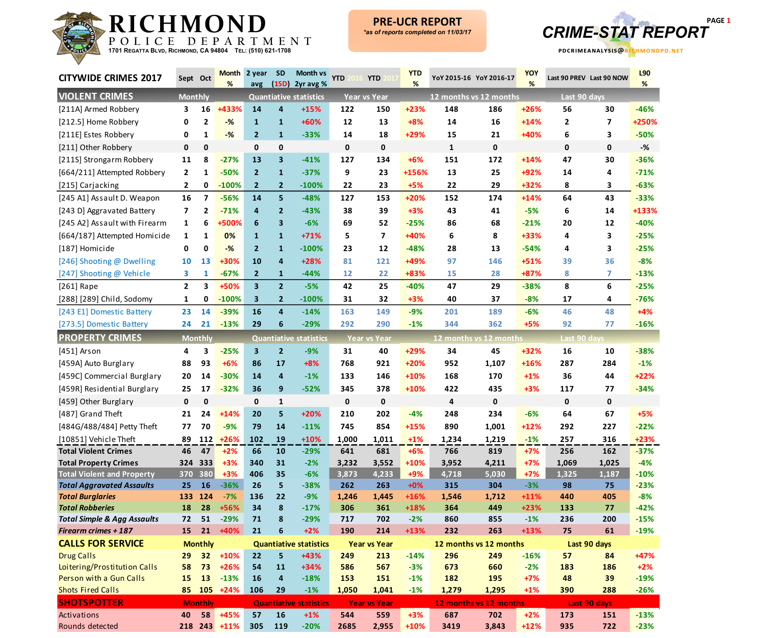# RICHMOND POLICE DEPARTMENT

1701 Regatta Blvd, Richmond, CA 94804 Tel: (510) 621-1708

**PRE-UCR REPORT**
*as of reports completed on 11/03/17*

**CRIME-STAT REPORT**

PDCRIMEANALYSIS@RICHMONDPD.NET

| CITYWIDE CRIMES 2017 | Sept | Oct | Month % | 2 year avg | SD (1SD) | Month vs 2yr avg % | YTD 2016 | YTD 2017 | YTD % | YoY 2015-16 | YoY 2016-17 | YOY % | Last 90 PREV | Last 90 NOW | L90 % |
|---|---|---|---|---|---|---|---|---|---|---|---|---|---|---|---|
| **VIOLENT CRIMES** | Monthly | | | Quantiative statistics | | | Year vs Year | | | 12 months vs 12 months | | | Last 90 days | | |
| [211A] Armed Robbery | 3 | 16 | +433% | 14 | 4 | +15% | 122 | 150 | +23% | 148 | 186 | +26% | 56 | 30 | -46% |
| [212.5] Home Robbery | 0 | 2 | -% | 1 | 1 | +60% | 12 | 13 | +8% | 14 | 16 | +14% | 2 | 7 | +250% |
| [211E] Estes Robbery | 0 | 1 | -% | 2 | 1 | -33% | 14 | 18 | +29% | 15 | 21 | +40% | 6 | 3 | -50% |
| [211] Other Robbery | 0 | 0 | | 0 | 0 | | 0 | 0 | | 1 | 0 | | 0 | 0 | -% |
| [211S] Strongarm Robbery | 11 | 8 | -27% | 13 | 3 | -41% | 127 | 134 | +6% | 151 | 172 | +14% | 47 | 30 | -36% |
| [664/211] Attempted Robbery | 2 | 1 | -50% | 2 | 1 | -37% | 9 | 23 | +156% | 13 | 25 | +92% | 14 | 4 | -71% |
| [215] Carjacking | 2 | 0 | -100% | 2 | 2 | -100% | 22 | 23 | +5% | 22 | 29 | +32% | 8 | 3 | -63% |
| [245 A1] Assault D. Weapon | 16 | 7 | -56% | 14 | 5 | -48% | 127 | 153 | +20% | 152 | 174 | +14% | 64 | 43 | -33% |
| [243 D] Aggravated Battery | 7 | 2 | -71% | 4 | 2 | -43% | 38 | 39 | +3% | 43 | 41 | -5% | 6 | 14 | +133% |
| [245 A2] Assault with Firearm | 1 | 6 | +500% | 6 | 3 | -6% | 69 | 52 | -25% | 86 | 68 | -21% | 20 | 12 | -40% |
| [664/187] Attempted Homicide | 1 | 1 | 0% | 1 | 1 | +71% | 5 | 7 | +40% | 6 | 8 | +33% | 4 | 3 | -25% |
| [187] Homicide | 0 | 0 | -% | 2 | 1 | -100% | 23 | 12 | -48% | 28 | 13 | -54% | 4 | 3 | -25% |
| [246] Shooting @ Dwelling | 10 | 13 | +30% | 10 | 4 | +28% | 81 | 121 | +49% | 97 | 146 | +51% | 39 | 36 | -8% |
| [247] Shooting @ Vehicle | 3 | 1 | -67% | 2 | 1 | -44% | 12 | 22 | +83% | 15 | 28 | +87% | 8 | 7 | -13% |
| [261] Rape | 2 | 3 | +50% | 3 | 2 | -5% | 42 | 25 | -40% | 47 | 29 | -38% | 8 | 6 | -25% |
| [288] [289] Child, Sodomy | 1 | 0 | -100% | 3 | 2 | -100% | 31 | 32 | +3% | 40 | 37 | -8% | 17 | 4 | -76% |
| [243 E1] Domestic Battery | 23 | 14 | -39% | 16 | 4 | -14% | 163 | 149 | -9% | 201 | 189 | -6% | 46 | 48 | +4% |
| [273.5] Domestic Battery | 24 | 21 | -13% | 29 | 6 | -29% | 292 | 290 | -1% | 344 | 362 | +5% | 92 | 77 | -16% |
| **PROPERTY CRIMES** | Monthly | | | Quantiative statistics | | | Year vs Year | | | 12 months vs 12 months | | | Last 90 days | | |
| [451] Arson | 4 | 3 | -25% | 3 | 2 | -9% | 31 | 40 | +29% | 34 | 45 | +32% | 16 | 10 | -38% |
| [459A] Auto Burglary | 88 | 93 | +6% | 86 | 17 | +8% | 768 | 921 | +20% | 952 | 1,107 | +16% | 287 | 284 | -1% |
| [459C] Commercial Burglary | 20 | 14 | -30% | 14 | 4 | -1% | 133 | 146 | +10% | 168 | 170 | +1% | 36 | 44 | +22% |
| [459R] Residential Burglary | 25 | 17 | -32% | 36 | 9 | -52% | 345 | 378 | +10% | 422 | 435 | +3% | 117 | 77 | -34% |
| [459] Other Burglary | 0 | 0 | | 0 | 1 | | 0 | 0 | | 4 | 0 | | 0 | 0 | |
| [487] Grand Theft | 21 | 24 | +14% | 20 | 5 | +20% | 210 | 202 | -4% | 248 | 234 | -6% | 64 | 67 | +5% |
| [484G/488/484] Petty Theft | 77 | 70 | -9% | 79 | 14 | -11% | 745 | 854 | +15% | 890 | 1,001 | +12% | 292 | 227 | -22% |
| [10851] Vehicle Theft | 89 | 112 | +26% | 102 | 19 | +10% | 1,000 | 1,011 | +1% | 1,234 | 1,219 | -1% | 257 | 316 | +23% |
| **Total Violent Crimes** | 46 | 47 | +2% | 66 | 10 | -29% | 641 | 681 | +6% | 766 | 819 | +7% | 256 | 162 | -37% |
| **Total Property Crimes** | 324 | 333 | +3% | 340 | 31 | -2% | 3,232 | 3,552 | +10% | 3,952 | 4,211 | +7% | 1,069 | 1,025 | -4% |
| **Total Violent and Property** | 370 | 380 | +3% | 406 | 35 | -6% | 3,873 | 4,233 | +9% | 4,718 | 5,030 | +7% | 1,325 | 1,187 | -10% |
| ***Total Aggravated Assaults*** | 25 | 16 | -36% | 26 | 5 | -38% | 262 | 263 | +0% | 315 | 304 | -3% | 98 | 75 | -23% |
| ***Total Burglaries*** | 133 | 124 | -7% | 136 | 22 | -9% | 1,246 | 1,445 | +16% | 1,546 | 1,712 | +11% | 440 | 405 | -8% |
| ***Total Robberies*** | 18 | 28 | +56% | 34 | 8 | -17% | 306 | 361 | +18% | 364 | 449 | +23% | 133 | 77 | -42% |
| ***Total Simple & Agg Assaults*** | 72 | 51 | -29% | 71 | 8 | -29% | 717 | 702 | -2% | 860 | 855 | -1% | 236 | 200 | -15% |
| ***Firearm crimes + 187*** | 15 | 21 | +40% | 21 | 6 | +2% | 190 | 214 | +13% | 232 | 263 | +13% | 75 | 61 | -19% |
| **CALLS FOR SERVICE** | Monthly | | | Quantiative statistics | | | Year vs Year | | | 12 months vs 12 months | | | Last 90 days | | |
| Drug Calls | 29 | 32 | +10% | 22 | 5 | +43% | 249 | 213 | -14% | 296 | 249 | -16% | 57 | 84 | +47% |
| Loitering/Prostitution Calls | 58 | 73 | +26% | 54 | 11 | +34% | 586 | 567 | -3% | 673 | 660 | -2% | 183 | 186 | +2% |
| Person with a Gun Calls | 15 | 13 | -13% | 16 | 4 | -18% | 153 | 151 | -1% | 182 | 195 | +7% | 48 | 39 | -19% |
| Shots Fired Calls | 85 | 105 | +24% | 106 | 29 | -1% | 1,050 | 1,041 | -1% | 1,279 | 1,295 | +1% | 390 | 288 | -26% |
| **SHOTSPOTTER** | Monthly | | | Quantiative statistics | | | Year vs Year | | | 12 months vs 12 months | | | Last 90 days | | |
| Activations | 40 | 58 | +45% | 57 | 16 | +1% | 544 | 559 | +3% | 687 | 702 | +2% | 173 | 151 | -13% |
| Rounds detected | 218 | 243 | +11% | 305 | 119 | -20% | 2685 | 2,955 | +10% | 3419 | 3,843 | +12% | 935 | 722 | -23% |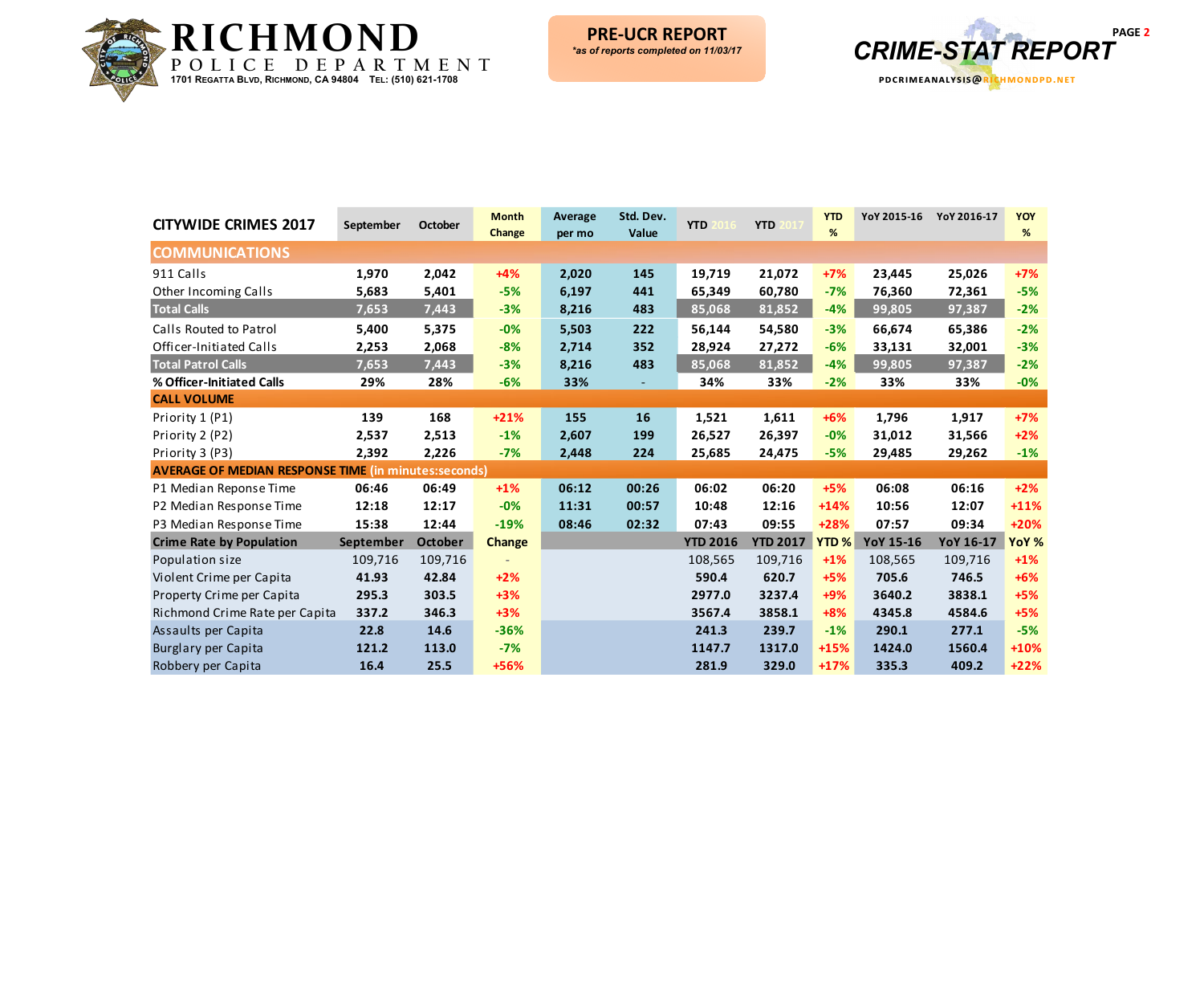# RICHMOND POLICE DEPARTMENT

1701 Regatta Blvd, Richmond, CA 94804 Tel: (510) 621-1708

**PRE-UCR REPORT**
*as of reports completed on 11/03/17*

**CRIME-STAT REPORT**
PDCRIMEANALYSIS@RICHMONDPD.NET

| CITYWIDE CRIMES 2017 | September | October | Month Change | Average per mo | Std. Dev. Value | YTD 2016 | YTD 2017 | YTD % | YoY 2015-16 | YoY 2016-17 | YOY % |
|---|---|---|---|---|---|---|---|---|---|---|---|
| **COMMUNICATIONS** | | | | | | | | | | | |
| 911 Calls | 1,970 | 2,042 | +4% | 2,020 | 145 | 19,719 | 21,072 | +7% | 23,445 | 25,026 | +7% |
| Other Incoming Calls | 5,683 | 5,401 | -5% | 6,197 | 441 | 65,349 | 60,780 | -7% | 76,360 | 72,361 | -5% |
| **Total Calls** | 7,653 | 7,443 | -3% | 8,216 | 483 | 85,068 | 81,852 | -4% | 99,805 | 97,387 | -2% |
| Calls Routed to Patrol | 5,400 | 5,375 | -0% | 5,503 | 222 | 56,144 | 54,580 | -3% | 66,674 | 65,386 | -2% |
| Officer-Initiated Calls | 2,253 | 2,068 | -8% | 2,714 | 352 | 28,924 | 27,272 | -6% | 33,131 | 32,001 | -3% |
| **Total Patrol Calls** | 7,653 | 7,443 | -3% | 8,216 | 483 | 85,068 | 81,852 | -4% | 99,805 | 97,387 | -2% |
| **% Officer-Initiated Calls** | 29% | 28% | -6% | 33% | - | 34% | 33% | -2% | 33% | 33% | -0% |
| **CALL VOLUME** | | | | | | | | | | | |
| Priority 1 (P1) | 139 | 168 | +21% | 155 | 16 | 1,521 | 1,611 | +6% | 1,796 | 1,917 | +7% |
| Priority 2 (P2) | 2,537 | 2,513 | -1% | 2,607 | 199 | 26,527 | 26,397 | -0% | 31,012 | 31,566 | +2% |
| Priority 3 (P3) | 2,392 | 2,226 | -7% | 2,448 | 224 | 25,685 | 24,475 | -5% | 29,485 | 29,262 | -1% |
| **AVERAGE OF MEDIAN RESPONSE TIME (in minutes:seconds)** | | | | | | | | | | | |
| P1 Median Reponse Time | 06:46 | 06:49 | +1% | 06:12 | 00:26 | 06:02 | 06:20 | +5% | 06:08 | 06:16 | +2% |
| P2 Median Response Time | 12:18 | 12:17 | -0% | 11:31 | 00:57 | 10:48 | 12:16 | +14% | 10:56 | 12:07 | +11% |
| P3 Median Response Time | 15:38 | 12:44 | -19% | 08:46 | 02:32 | 07:43 | 09:55 | +28% | 07:57 | 09:34 | +20% |
| **Crime Rate by Population** | **September** | **October** | **Change** | | | **YTD 2016** | **YTD 2017** | **YTD %** | **YoY 15-16** | **YoY 16-17** | **YoY %** |
| Population size | 109,716 | 109,716 | - | | | 108,565 | 109,716 | +1% | 108,565 | 109,716 | +1% |
| Violent Crime per Capita | 41.93 | 42.84 | +2% | | | 590.4 | 620.7 | +5% | 705.6 | 746.5 | +6% |
| Property Crime per Capita | 295.3 | 303.5 | +3% | | | 2977.0 | 3237.4 | +9% | 3640.2 | 3838.1 | +5% |
| Richmond Crime Rate per Capita | 337.2 | 346.3 | +3% | | | 3567.4 | 3858.1 | +8% | 4345.8 | 4584.6 | +5% |
| Assaults per Capita | 22.8 | 14.6 | -36% | | | 241.3 | 239.7 | -1% | 290.1 | 277.1 | -5% |
| Burglary per Capita | 121.2 | 113.0 | -7% | | | 1147.7 | 1317.0 | +15% | 1424.0 | 1560.4 | +10% |
| Robbery per Capita | 16.4 | 25.5 | +56% | | | 281.9 | 329.0 | +17% | 335.3 | 409.2 | +22% |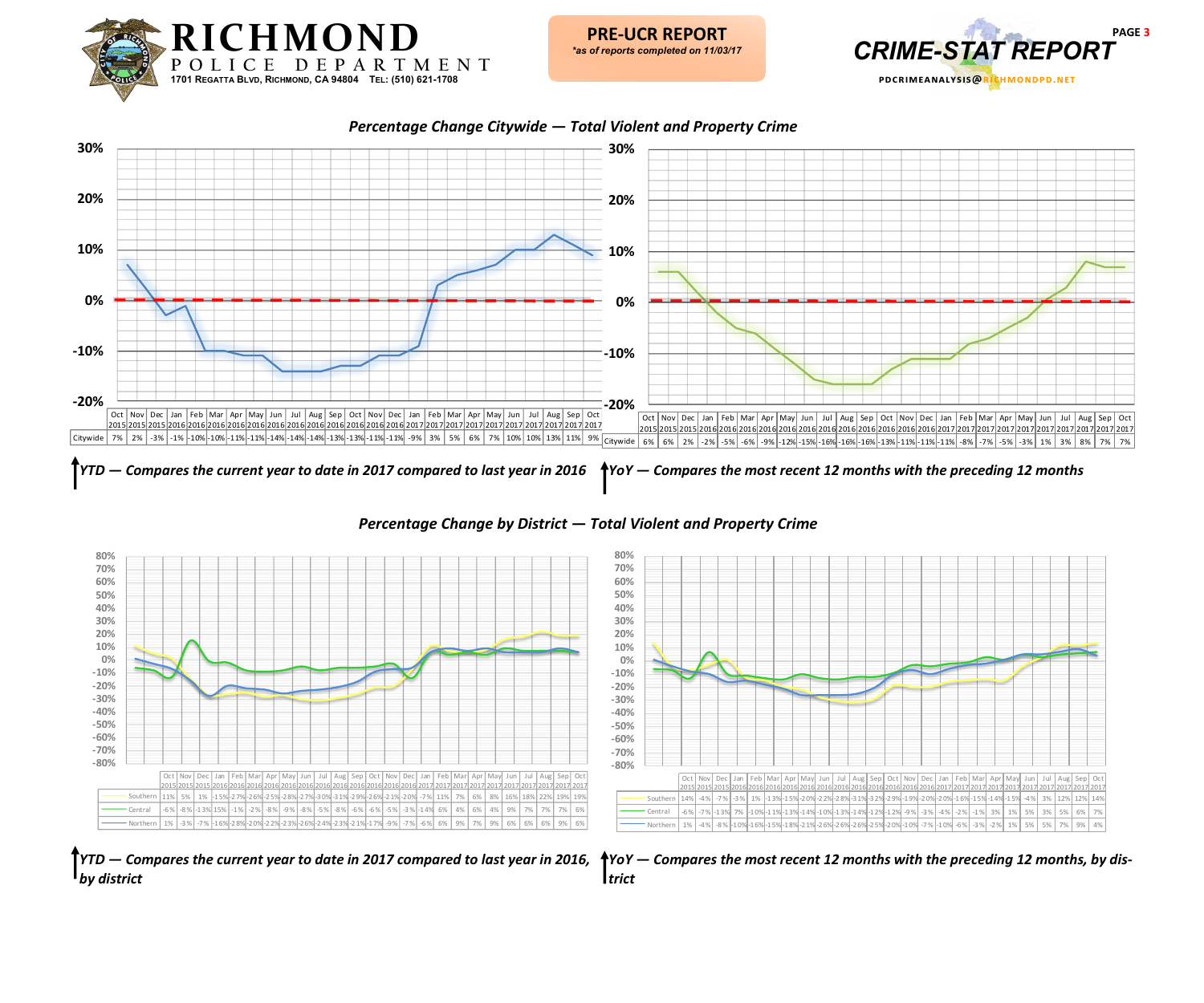# RICHMOND POLICE DEPARTMENT

1701 Regatta Blvd, Richmond, CA 94804 Tel: (510) 621-1708

**PRE-UCR REPORT**
*as of reports completed on 11/03/17*

**CRIME-STAT REPORT**

PDCRIMEANALYSIS@RICHMONDPD.NET

## Percentage Change Citywide — Total Violent and Property Crime

| | Oct 2015 | Nov 2015 | Dec 2015 | Jan 2016 | Feb 2016 | Mar 2016 | Apr 2016 | May 2016 | Jun 2016 | Jul 2016 | Aug 2016 | Sep 2016 | Oct 2016 | Nov 2016 | Dec 2016 | Jan 2017 | Feb 2017 | Mar 2017 | Apr 2017 | May 2017 | Jun 2017 | Jul 2017 | Aug 2017 | Sep 2017 | Oct 2017 |
|---|---|---|---|---|---|---|---|---|---|---|---|---|---|---|---|---|---|---|---|---|---|---|---|---|---|
| Citywide | 7% | 2% | -3% | -1% | -10% | -10% | -11% | -11% | -14% | -14% | -14% | -13% | -13% | -11% | -11% | -9% | 3% | 5% | 6% | 7% | 10% | 10% | 13% | 11% | 9% |

*YTD — Compares the current year to date in 2017 compared to last year in 2016*

| | Oct 2015 | Nov 2015 | Dec 2015 | Jan 2016 | Feb 2016 | Mar 2016 | Apr 2016 | May 2016 | Jun 2016 | Jul 2016 | Aug 2016 | Sep 2016 | Oct 2016 | Nov 2016 | Dec 2016 | Jan 2017 | Feb 2017 | Mar 2017 | Apr 2017 | May 2017 | Jun 2017 | Jul 2017 | Aug 2017 | Sep 2017 | Oct 2017 |
|---|---|---|---|---|---|---|---|---|---|---|---|---|---|---|---|---|---|---|---|---|---|---|---|---|---|
| Citywide | 6% | 6% | 2% | -2% | -5% | -6% | -9% | -12% | -15% | -16% | -16% | -16% | -13% | -11% | -11% | -11% | -8% | -7% | -5% | -3% | 1% | 3% | 8% | 7% | 7% |

*YoY — Compares the most recent 12 months with the preceding 12 months*

## Percentage Change by District — Total Violent and Property Crime

| | Oct 2015 | Nov 2015 | Dec 2015 | Jan 2016 | Feb 2016 | Mar 2016 | Apr 2016 | May 2016 | Jun 2016 | Jul 2016 | Aug 2016 | Sep 2016 | Oct 2016 | Nov 2016 | Dec 2016 | Jan 2017 | Feb 2017 | Mar 2017 | Apr 2017 | May 2017 | Jun 2017 | Jul 2017 | Aug 2017 | Sep 2017 | Oct 2017 |
|---|---|---|---|---|---|---|---|---|---|---|---|---|---|---|---|---|---|---|---|---|---|---|---|---|---|
| Southern | 11% | 5% | 1% | -15% | -27% | -26% | -25% | -28% | -27% | -30% | -31% | -29% | -26% | -21% | -20% | -7% | 11% | 7% | 6% | 8% | 16% | 18% | 22% | 19% | 19% |
| Central | -6% | -8% | -13% | 15% | -1% | -2% | -8% | -9% | -8% | -5% | -8% | -6% | -6% | -5% | -3% | -14% | 6% | 4% | 6% | 4% | 9% | 7% | 7% | 7% | 6% |
| Northern | 1% | -3% | -7% | -16% | -28% | -20% | -22% | -23% | -26% | -24% | -23% | -21% | -17% | -9% | -7% | -6% | 6% | 9% | 7% | 9% | 6% | 6% | 6% | 9% | 6% |

*YTD — Compares the current year to date in 2017 compared to last year in 2016, by district*

| | Oct 2015 | Nov 2015 | Dec 2015 | Jan 2016 | Feb 2016 | Mar 2016 | Apr 2016 | May 2016 | Jun 2016 | Jul 2016 | Aug 2016 | Sep 2016 | Oct 2016 | Nov 2016 | Dec 2016 | Jan 2017 | Feb 2017 | Mar 2017 | Apr 2017 | May 2017 | Jun 2017 | Jul 2017 | Aug 2017 | Sep 2017 | Oct 2017 |
|---|---|---|---|---|---|---|---|---|---|---|---|---|---|---|---|---|---|---|---|---|---|---|---|---|---|
| Southern | 14% | -4% | -7% | -3% | 1% | -13% | -15% | -20% | -22% | -28% | -31% | -32% | -29% | -19% | -20% | -20% | -16% | -15% | -14% | -15% | -4% | 3% | 12% | 12% | 14% |
| Central | -6% | -7% | -13% | 7% | -10% | -11% | -13% | -14% | -10% | -13% | -14% | -12% | -12% | -9% | -3% | -4% | -2% | -1% | 3% | 1% | 5% | 3% | 5% | 6% | 7% |
| Northern | 1% | -4% | -8% | -10% | -16% | -15% | -18% | -21% | -26% | -26% | -26% | -25% | -20% | -10% | -7% | -10% | -6% | -3% | -2% | 1% | 5% | 5% | 7% | 9% | 4% |

*YoY — Compares the most recent 12 months with the preceding 12 months, by district*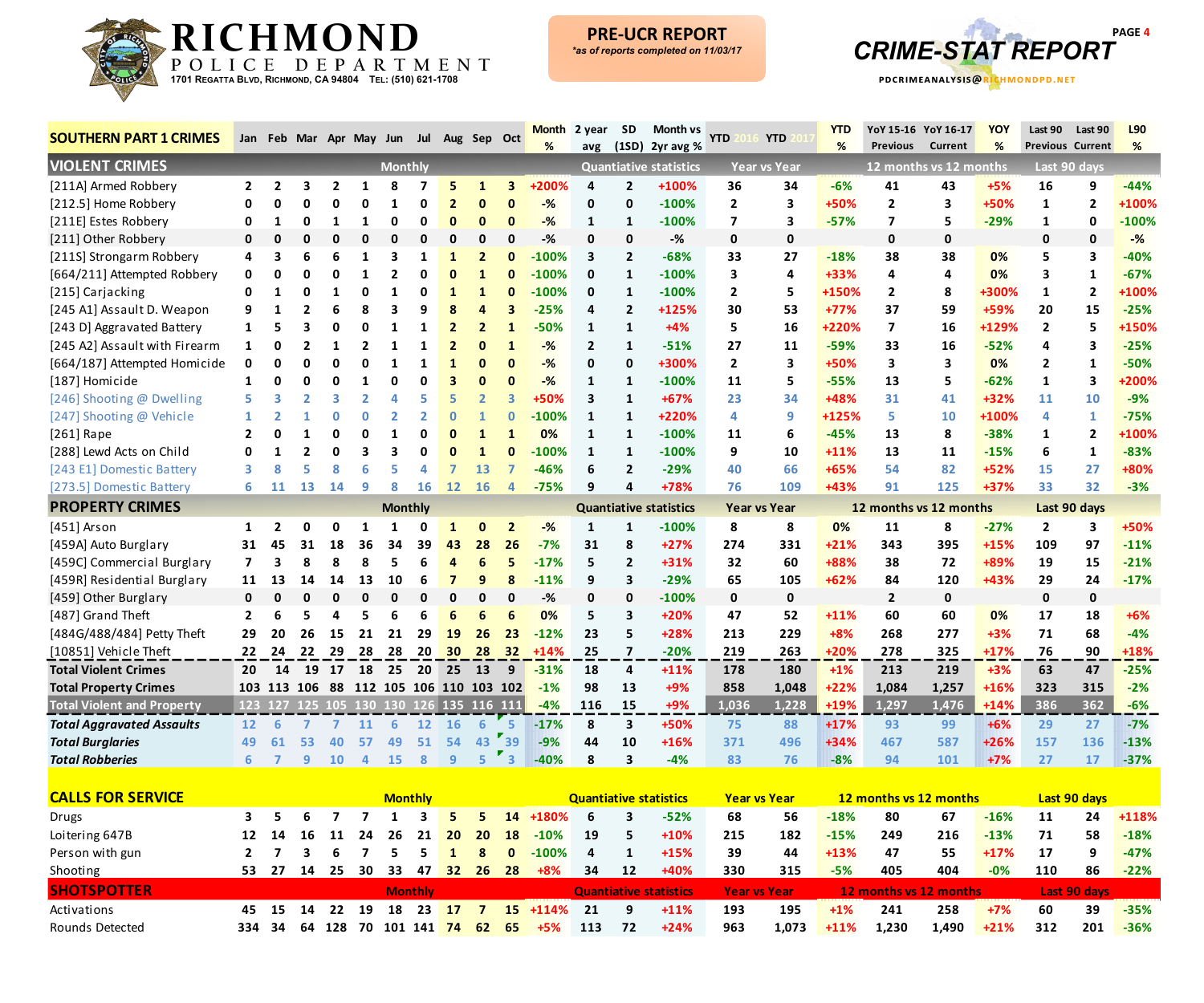# RICHMOND POLICE DEPARTMENT

1701 Regatta Blvd, Richmond, CA 94804 Tel: (510) 621-1708

**PRE-UCR REPORT**
*as of reports completed on 11/03/17*

**CRIME-STAT REPORT**

PDCRIMEANALYSIS@RICHMONDPD.NET

| SOUTHERN PART 1 CRIMES | Jan | Feb | Mar | Apr | May | Jun | Jul | Aug | Sep | Oct | Month % | 2 year avg | SD (1SD) | Month vs 2yr avg % | YTD 2016 | YTD 2017 | YTD % | YoY 15-16 Previous | YoY 16-17 Current | YOY % | Last 90 Previous | Last 90 Current | L90 % |
|---|---|---|---|---|---|---|---|---|---|---|---|---|---|---|---|---|---|---|---|---|---|---|---|
| **VIOLENT CRIMES** | Monthly | | | | | | | | | | Quantiative statistics | | | | Year vs Year | | | 12 months vs 12 months | | | Last 90 days | | |
| [211A] Armed Robbery | 2 | 2 | 3 | 2 | 1 | 8 | 7 | 5 | 1 | 3 | +200% | 4 | 2 | +100% | 36 | 34 | -6% | 41 | 43 | +5% | 16 | 9 | -44% |
| [212.5] Home Robbery | 0 | 0 | 0 | 0 | 0 | 1 | 0 | 2 | 0 | 0 | -% | 0 | 0 | -100% | 2 | 3 | +50% | 2 | 3 | +50% | 1 | 2 | +100% |
| [211E] Estes Robbery | 0 | 1 | 0 | 1 | 1 | 0 | 0 | 0 | 0 | 0 | -% | 1 | 1 | -100% | 7 | 3 | -57% | 7 | 5 | -29% | 1 | 0 | -100% |
| [211] Other Robbery | 0 | 0 | 0 | 0 | 0 | 0 | 0 | 0 | 0 | 0 | -% | 0 | 0 | -% | 0 | 0 | | 0 | 0 | | 0 | 0 | -% |
| [211S] Strongarm Robbery | 4 | 3 | 6 | 6 | 1 | 3 | 1 | 1 | 2 | 0 | -100% | 3 | 2 | -68% | 33 | 27 | -18% | 38 | 38 | 0% | 5 | 3 | -40% |
| [664/211] Attempted Robbery | 0 | 0 | 0 | 0 | 1 | 2 | 0 | 0 | 1 | 0 | -100% | 0 | 1 | -100% | 3 | 4 | +33% | 4 | 4 | 0% | 3 | 1 | -67% |
| [215] Carjacking | 0 | 1 | 0 | 1 | 0 | 1 | 0 | 1 | 1 | 0 | -100% | 0 | 1 | -100% | 2 | 5 | +150% | 2 | 8 | +300% | 1 | 2 | +100% |
| [245 A1] Assault D. Weapon | 9 | 1 | 2 | 6 | 8 | 3 | 9 | 8 | 4 | 3 | -25% | 4 | 2 | +125% | 30 | 53 | +77% | 37 | 59 | +59% | 20 | 15 | -25% |
| [243 D] Aggravated Battery | 1 | 5 | 3 | 0 | 0 | 1 | 1 | 2 | 2 | 1 | -50% | 1 | 1 | +4% | 5 | 16 | +220% | 7 | 16 | +129% | 2 | 5 | +150% |
| [245 A2] Assault with Firearm | 1 | 0 | 2 | 1 | 2 | 1 | 1 | 2 | 0 | 1 | -% | 2 | 1 | -51% | 27 | 11 | -59% | 33 | 16 | -52% | 4 | 3 | -25% |
| [664/187] Attempted Homicide | 0 | 0 | 0 | 0 | 0 | 1 | 1 | 1 | 0 | 0 | -% | 0 | 0 | +300% | 2 | 3 | +50% | 3 | 3 | 0% | 2 | 1 | -50% |
| [187] Homicide | 1 | 0 | 0 | 0 | 1 | 0 | 0 | 3 | 0 | 0 | -% | 1 | 1 | -100% | 11 | 5 | -55% | 13 | 5 | -62% | 1 | 3 | +200% |
| [246] Shooting @ Dwelling | 5 | 3 | 2 | 3 | 2 | 4 | 5 | 5 | 2 | 3 | +50% | 3 | 1 | +67% | 23 | 34 | +48% | 31 | 41 | +32% | 11 | 10 | -9% |
| [247] Shooting @ Vehicle | 1 | 2 | 1 | 0 | 0 | 2 | 2 | 0 | 1 | 0 | -100% | 1 | 1 | +220% | 4 | 9 | +125% | 5 | 10 | +100% | 4 | 1 | -75% |
| [261] Rape | 2 | 0 | 1 | 0 | 0 | 1 | 0 | 0 | 1 | 1 | 0% | 1 | 1 | -100% | 11 | 6 | -45% | 13 | 8 | -38% | 1 | 2 | +100% |
| [288] Lewd Acts on Child | 0 | 1 | 2 | 0 | 3 | 3 | 0 | 0 | 1 | 0 | -100% | 1 | 1 | -100% | 9 | 10 | +11% | 13 | 11 | -15% | 6 | 1 | -83% |
| [243 E1] Domestic Battery | 3 | 8 | 5 | 8 | 6 | 5 | 4 | 7 | 13 | 7 | -46% | 6 | 2 | -29% | 40 | 66 | +65% | 54 | 82 | +52% | 15 | 27 | +80% |
| [273.5] Domestic Battery | 6 | 11 | 13 | 14 | 9 | 8 | 16 | 12 | 16 | 4 | -75% | 9 | 4 | +78% | 76 | 109 | +43% | 91 | 125 | +37% | 33 | 32 | -3% |
| **PROPERTY CRIMES** | Monthly | | | | | | | | | | Quantiative statistics | | | | Year vs Year | | | 12 months vs 12 months | | | Last 90 days | | |
| [451] Arson | 1 | 2 | 0 | 0 | 1 | 1 | 0 | 1 | 0 | 2 | -% | 1 | 1 | -100% | 8 | 8 | 0% | 11 | 8 | -27% | 2 | 3 | +50% |
| [459A] Auto Burglary | 31 | 45 | 31 | 18 | 36 | 34 | 39 | 43 | 28 | 26 | -7% | 31 | 8 | +27% | 274 | 331 | +21% | 343 | 395 | +15% | 109 | 97 | -11% |
| [459C] Commercial Burglary | 7 | 3 | 8 | 8 | 8 | 5 | 6 | 4 | 6 | 5 | -17% | 5 | 2 | +31% | 32 | 60 | +88% | 38 | 72 | +89% | 19 | 15 | -21% |
| [459R] Residential Burglary | 11 | 13 | 14 | 14 | 13 | 10 | 6 | 7 | 9 | 8 | -11% | 9 | 3 | -29% | 65 | 105 | +62% | 84 | 120 | +43% | 29 | 24 | -17% |
| [459] Other Burglary | 0 | 0 | 0 | 0 | 0 | 0 | 0 | 0 | 0 | 0 | -% | 0 | 0 | -100% | 0 | 0 | | 2 | 0 | | 0 | 0 | |
| [487] Grand Theft | 2 | 6 | 5 | 4 | 5 | 6 | 6 | 6 | 6 | 6 | 0% | 5 | 3 | +20% | 47 | 52 | +11% | 60 | 60 | 0% | 17 | 18 | +6% |
| [484G/488/484] Petty Theft | 29 | 20 | 26 | 15 | 21 | 21 | 29 | 19 | 26 | 23 | -12% | 23 | 5 | +28% | 213 | 229 | +8% | 268 | 277 | +3% | 71 | 68 | -4% |
| [10851] Vehicle Theft | 22 | 24 | 22 | 29 | 28 | 28 | 20 | 30 | 28 | 32 | +14% | 25 | 7 | -20% | 219 | 263 | +20% | 278 | 325 | +17% | 76 | 90 | +18% |
| **Total Violent Crimes** | 20 | 14 | 19 | 17 | 18 | 25 | 20 | 25 | 13 | 9 | -31% | 18 | 4 | +11% | 178 | 180 | +1% | 213 | 219 | +3% | 63 | 47 | -25% |
| **Total Property Crimes** | 103 | 113 | 106 | 88 | 112 | 105 | 106 | 110 | 103 | 102 | -1% | 98 | 13 | +9% | 858 | 1,048 | +22% | 1,084 | 1,257 | +16% | 323 | 315 | -2% |
| **Total Violent and Property** | 123 | 127 | 125 | 105 | 130 | 130 | 126 | 135 | 116 | 111 | -4% | 116 | 15 | +9% | 1,036 | 1,228 | +19% | 1,297 | 1,476 | +14% | 386 | 362 | -6% |
| ***Total Aggravated Assaults*** | 12 | 6 | 7 | 7 | 11 | 6 | 12 | 16 | 6 | 5 | -17% | 8 | 3 | +50% | 75 | 88 | +17% | 93 | 99 | +6% | 29 | 27 | -7% |
| ***Total Burglaries*** | 49 | 61 | 53 | 40 | 57 | 49 | 51 | 54 | 43 | 39 | -9% | 44 | 10 | +16% | 371 | 496 | +34% | 467 | 587 | +26% | 157 | 136 | -13% |
| ***Total Robberies*** | 6 | 7 | 9 | 10 | 4 | 15 | 8 | 9 | 5 | 3 | -40% | 8 | 3 | -4% | 83 | 76 | -8% | 94 | 101 | +7% | 27 | 17 | -37% |

| CALLS FOR SERVICE | Jan | Feb | Mar | Apr | May | Jun | Jul | Aug | Sep | Oct | Month % | 2 year avg | SD (1SD) | Month vs 2yr avg % | YTD 2016 | YTD 2017 | YTD % | YoY 15-16 Previous | YoY 16-17 Current | YOY % | Last 90 Previous | Last 90 Current | L90 % |
|---|---|---|---|---|---|---|---|---|---|---|---|---|---|---|---|---|---|---|---|---|---|---|---|
| | Monthly | | | | | | | | | | Quantiative statistics | | | | Year vs Year | | | 12 months vs 12 months | | | Last 90 days | | |
| Drugs | 3 | 5 | 6 | 7 | 7 | 1 | 3 | 5 | 5 | 14 | +180% | 6 | 3 | -52% | 68 | 56 | -18% | 80 | 67 | -16% | 11 | 24 | +118% |
| Loitering 647B | 12 | 14 | 16 | 11 | 24 | 26 | 21 | 20 | 20 | 18 | -10% | 19 | 5 | +10% | 215 | 182 | -15% | 249 | 216 | -13% | 71 | 58 | -18% |
| Person with gun | 2 | 7 | 3 | 6 | 7 | 5 | 5 | 1 | 8 | 0 | -100% | 4 | 1 | +15% | 39 | 44 | +13% | 47 | 55 | +17% | 17 | 9 | -47% |
| Shooting | 53 | 27 | 14 | 25 | 30 | 33 | 47 | 32 | 26 | 28 | +8% | 34 | 12 | +40% | 330 | 315 | -5% | 405 | 404 | -0% | 110 | 86 | -22% |
| **SHOTSPOTTER** | Monthly | | | | | | | | | | Quantiative statistics | | | | Year vs Year | | | 12 months vs 12 months | | | Last 90 days | | |
| Activations | 45 | 15 | 14 | 22 | 19 | 18 | 23 | 17 | 7 | 15 | +114% | 21 | 9 | +11% | 193 | 195 | +1% | 241 | 258 | +7% | 60 | 39 | -35% |
| Rounds Detected | 334 | 34 | 64 | 128 | 70 | 101 | 141 | 74 | 62 | 65 | +5% | 113 | 72 | +24% | 963 | 1,073 | +11% | 1,230 | 1,490 | +21% | 312 | 201 | -36% |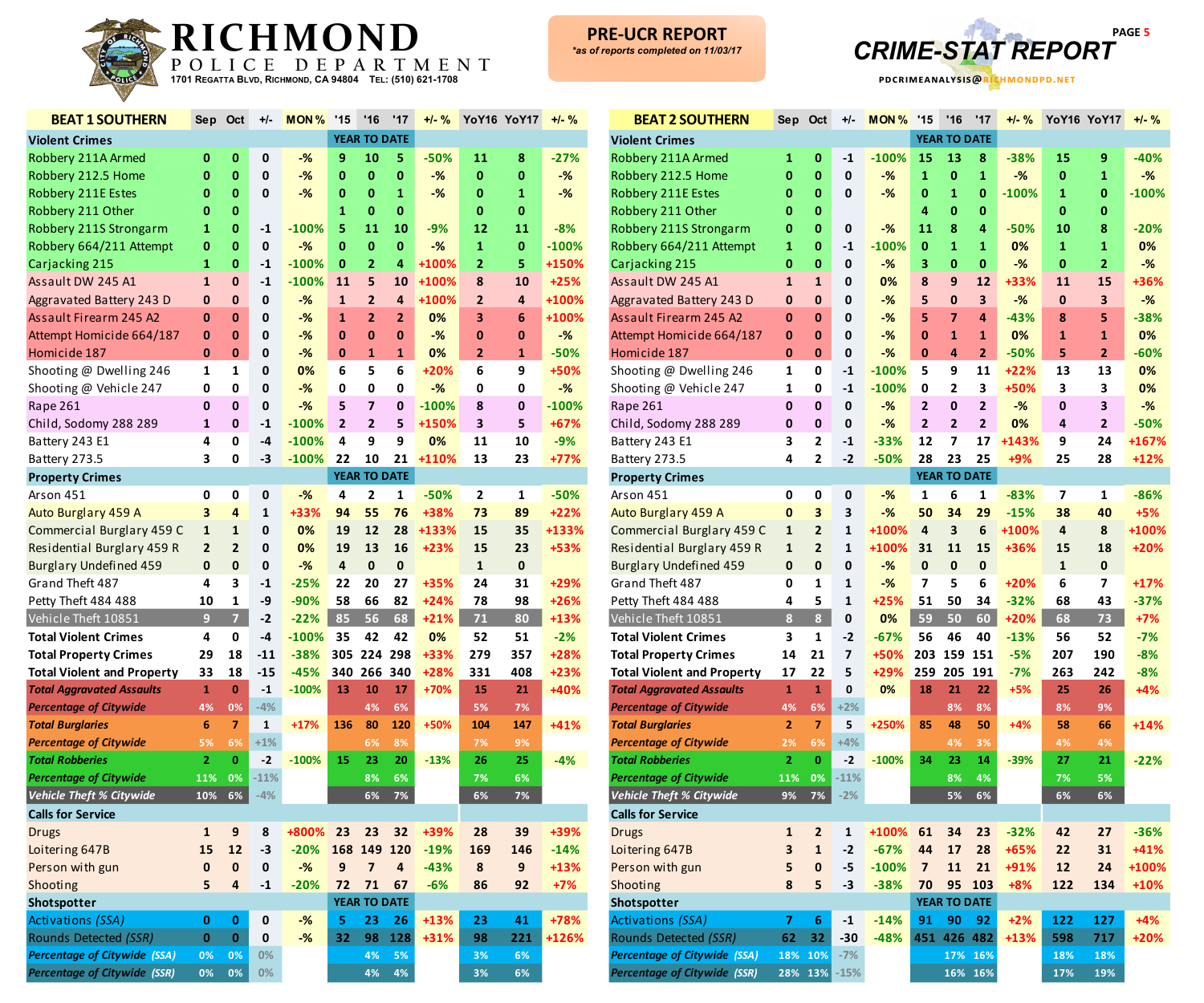# RICHMOND POLICE DEPARTMENT

1701 Regatta Blvd, Richmond, CA 94804 Tel: (510) 621-1708

**PRE-UCR REPORT**
*as of reports completed on 11/03/17*

**CRIME-STAT REPORT**

PDCRIMEANALYSIS@RICHMONDPD.NET

| BEAT 1 SOUTHERN | Sep | Oct | +/- | MON % | '15 | '16 | '17 | +/- % | YoY16 | YoY17 | +/- % |
|---|---|---|---|---|---|---|---|---|---|---|---|
| **Violent Crimes** | | | | | YEAR TO DATE | | | | | | |
| Robbery 211A Armed | 0 | 0 | 0 | -% | 9 | 10 | 5 | -50% | 11 | 8 | -27% |
| Robbery 212.5 Home | 0 | 0 | 0 | -% | 0 | 0 | 0 | -% | 0 | 0 | -% |
| Robbery 211E Estes | 0 | 0 | 0 | -% | 0 | 0 | 1 | -% | 0 | 1 | -% |
| Robbery 211 Other | 0 | 0 | | | 1 | 0 | 0 | | 0 | 0 | |
| Robbery 211S Strongarm | 1 | 0 | -1 | -100% | 5 | 11 | 10 | -9% | 12 | 11 | -8% |
| Robbery 664/211 Attempt | 0 | 0 | 0 | -% | 0 | 0 | 0 | -% | 1 | 0 | -100% |
| Carjacking 215 | 1 | 0 | -1 | -100% | 0 | 2 | 4 | +100% | 2 | 5 | +150% |
| Assault DW 245 A1 | 1 | 0 | -1 | -100% | 11 | 5 | 10 | +100% | 8 | 10 | +25% |
| Aggravated Battery 243 D | 0 | 0 | 0 | -% | 1 | 2 | 4 | +100% | 2 | 4 | +100% |
| Assault Firearm 245 A2 | 0 | 0 | 0 | -% | 1 | 2 | 2 | 0% | 3 | 6 | +100% |
| Attempt Homicide 664/187 | 0 | 0 | 0 | -% | 0 | 0 | 0 | -% | 0 | 0 | -% |
| Homicide 187 | 0 | 0 | 0 | -% | 0 | 1 | 1 | 0% | 2 | 1 | -50% |
| Shooting @ Dwelling 246 | 1 | 1 | 0 | 0% | 6 | 5 | 6 | +20% | 6 | 9 | +50% |
| Shooting @ Vehicle 247 | 0 | 0 | 0 | -% | 0 | 0 | 0 | -% | 0 | 0 | -% |
| Rape 261 | 0 | 0 | 0 | -% | 5 | 7 | 0 | -100% | 8 | 0 | -100% |
| Child, Sodomy 288 289 | 1 | 0 | -1 | -100% | 2 | 2 | 5 | +150% | 3 | 5 | +67% |
| Battery 243 E1 | 4 | 0 | -4 | -100% | 4 | 9 | 9 | 0% | 11 | 10 | -9% |
| Battery 273.5 | 3 | 0 | -3 | -100% | 22 | 10 | 21 | +110% | 13 | 23 | +77% |
| **Property Crimes** | | | | | YEAR TO DATE | | | | | | |
| Arson 451 | 0 | 0 | 0 | -% | 4 | 2 | 1 | -50% | 2 | 1 | -50% |
| Auto Burglary 459 A | 3 | 4 | 1 | +33% | 94 | 55 | 76 | +38% | 73 | 89 | +22% |
| Commercial Burglary 459 C | 1 | 1 | 0 | 0% | 19 | 12 | 28 | +133% | 15 | 35 | +133% |
| Residential Burglary 459 R | 2 | 2 | 0 | 0% | 19 | 13 | 16 | +23% | 15 | 23 | +53% |
| Burglary Undefined 459 | 0 | 0 | 0 | -% | 4 | 0 | 0 | | 1 | 0 | |
| Grand Theft 487 | 4 | 3 | -1 | -25% | 22 | 20 | 27 | +35% | 24 | 31 | +29% |
| Petty Theft 484 488 | 10 | 1 | -9 | -90% | 58 | 66 | 82 | +24% | 78 | 98 | +26% |
| Vehicle Theft 10851 | 9 | 7 | -2 | -22% | 85 | 56 | 68 | +21% | 71 | 80 | +13% |
| **Total Violent Crimes** | 4 | 0 | -4 | -100% | 35 | 42 | 42 | 0% | 52 | 51 | -2% |
| **Total Property Crimes** | 29 | 18 | -11 | -38% | 305 | 224 | 298 | +33% | 279 | 357 | +28% |
| **Total Violent and Property** | 33 | 18 | -15 | -45% | 340 | 266 | 340 | +28% | 331 | 408 | +23% |
| ***Total Aggravated Assaults*** | 1 | 0 | -1 | -100% | 13 | 10 | 17 | +70% | 15 | 21 | +40% |
| ***Percentage of Citywide*** | 4% | 0% | -4% | | | 4% | 6% | | 5% | 7% | |
| ***Total Burglaries*** | 6 | 7 | 1 | +17% | 136 | 80 | 120 | +50% | 104 | 147 | +41% |
| ***Percentage of Citywide*** | 5% | 6% | +1% | | | 6% | 8% | | 7% | 9% | |
| ***Total Robberies*** | 2 | 0 | -2 | -100% | 15 | 23 | 20 | -13% | 26 | 25 | -4% |
| ***Percentage of Citywide*** | 11% | 0% | -11% | | | 8% | 6% | | 7% | 6% | |
| ***Vehicle Theft % Citywide*** | 10% | 6% | -4% | | | 6% | 7% | | 6% | 7% | |
| **Calls for Service** | | | | | | | | | | | |
| Drugs | 1 | 9 | 8 | +800% | 23 | 23 | 32 | +39% | 28 | 39 | +39% |
| Loitering 647B | 15 | 12 | -3 | -20% | 168 | 149 | 120 | -19% | 169 | 146 | -14% |
| Person with gun | 0 | 0 | 0 | -% | 9 | 7 | 4 | -43% | 8 | 9 | +13% |
| Shooting | 5 | 4 | -1 | -20% | 72 | 71 | 67 | -6% | 86 | 92 | +7% |
| **Shotspotter** | | | | | YEAR TO DATE | | | | | | |
| Activations *(SSA)* | 0 | 0 | 0 | -% | 5 | 23 | 26 | +13% | 23 | 41 | +78% |
| Rounds Detected *(SSR)* | 0 | 0 | 0 | -% | 32 | 98 | 128 | +31% | 98 | 221 | +126% |
| ***Percentage of Citywide (SSA)*** | 0% | 0% | 0% | | | 4% | 5% | | 3% | 6% | |
| ***Percentage of Citywide (SSR)*** | 0% | 0% | 0% | | | 4% | 4% | | 3% | 6% | |

| BEAT 2 SOUTHERN | Sep | Oct | +/- | MON % | '15 | '16 | '17 | +/- % | YoY16 | YoY17 | +/- % |
|---|---|---|---|---|---|---|---|---|---|---|---|
| **Violent Crimes** | | | | | YEAR TO DATE | | | | | | |
| Robbery 211A Armed | 1 | 0 | -1 | -100% | 15 | 13 | 8 | -38% | 15 | 9 | -40% |
| Robbery 212.5 Home | 0 | 0 | 0 | -% | 1 | 0 | 1 | -% | 0 | 1 | -% |
| Robbery 211E Estes | 0 | 0 | 0 | -% | 0 | 1 | 0 | -100% | 1 | 0 | -100% |
| Robbery 211 Other | 0 | 0 | | | 4 | 0 | 0 | | 0 | 0 | |
| Robbery 211S Strongarm | 0 | 0 | 0 | -% | 11 | 8 | 4 | -50% | 10 | 8 | -20% |
| Robbery 664/211 Attempt | 1 | 0 | -1 | -100% | 0 | 1 | 1 | 0% | 1 | 1 | 0% |
| Carjacking 215 | 0 | 0 | 0 | -% | 3 | 0 | 0 | -% | 0 | 2 | -% |
| Assault DW 245 A1 | 1 | 1 | 0 | 0% | 8 | 9 | 12 | +33% | 11 | 15 | +36% |
| Aggravated Battery 243 D | 0 | 0 | 0 | -% | 5 | 0 | 3 | -% | 0 | 3 | -% |
| Assault Firearm 245 A2 | 0 | 0 | 0 | -% | 5 | 7 | 4 | -43% | 8 | 5 | -38% |
| Attempt Homicide 664/187 | 0 | 0 | 0 | -% | 0 | 1 | 1 | 0% | 1 | 1 | 0% |
| Homicide 187 | 0 | 0 | 0 | -% | 0 | 4 | 2 | -50% | 5 | 2 | -60% |
| Shooting @ Dwelling 246 | 1 | 0 | -1 | -100% | 5 | 9 | 11 | +22% | 13 | 13 | 0% |
| Shooting @ Vehicle 247 | 1 | 0 | -1 | -100% | 0 | 2 | 3 | +50% | 3 | 3 | 0% |
| Rape 261 | 0 | 0 | 0 | -% | 2 | 0 | 2 | -% | 0 | 3 | -% |
| Child, Sodomy 288 289 | 0 | 0 | 0 | -% | 2 | 2 | 2 | 0% | 4 | 2 | -50% |
| Battery 243 E1 | 3 | 2 | -1 | -33% | 12 | 7 | 17 | +143% | 9 | 24 | +167% |
| Battery 273.5 | 4 | 2 | -2 | -50% | 28 | 23 | 25 | +9% | 25 | 28 | +12% |
| **Property Crimes** | | | | | YEAR TO DATE | | | | | | |
| Arson 451 | 0 | 0 | 0 | -% | 1 | 6 | 1 | -83% | 7 | 1 | -86% |
| Auto Burglary 459 A | 0 | 3 | 3 | -% | 50 | 34 | 29 | -15% | 38 | 40 | +5% |
| Commercial Burglary 459 C | 1 | 2 | 1 | +100% | 4 | 3 | 6 | +100% | 4 | 8 | +100% |
| Residential Burglary 459 R | 1 | 2 | 1 | +100% | 31 | 11 | 15 | +36% | 15 | 18 | +20% |
| Burglary Undefined 459 | 0 | 0 | 0 | -% | 0 | 0 | 0 | | 1 | 0 | |
| Grand Theft 487 | 0 | 1 | 1 | -% | 7 | 5 | 6 | +20% | 6 | 7 | +17% |
| Petty Theft 484 488 | 4 | 5 | 1 | +25% | 51 | 50 | 34 | -32% | 68 | 43 | -37% |
| Vehicle Theft 10851 | 8 | 8 | 0 | 0% | 59 | 50 | 60 | +20% | 68 | 73 | +7% |
| **Total Violent Crimes** | 3 | 1 | -2 | -67% | 56 | 46 | 40 | -13% | 56 | 52 | -7% |
| **Total Property Crimes** | 14 | 21 | 7 | +50% | 203 | 159 | 151 | -5% | 207 | 190 | -8% |
| **Total Violent and Property** | 17 | 22 | 5 | +29% | 259 | 205 | 191 | -7% | 263 | 242 | -8% |
| ***Total Aggravated Assaults*** | 1 | 1 | 0 | 0% | 18 | 21 | 22 | +5% | 25 | 26 | +4% |
| ***Percentage of Citywide*** | 4% | 6% | +2% | | | 8% | 8% | | 8% | 9% | |
| ***Total Burglaries*** | 2 | 7 | 5 | +250% | 85 | 48 | 50 | +4% | 58 | 66 | +14% |
| ***Percentage of Citywide*** | 2% | 6% | +4% | | | 4% | 3% | | 4% | 4% | |
| ***Total Robberies*** | 2 | 0 | -2 | -100% | 34 | 23 | 14 | -39% | 27 | 21 | -22% |
| ***Percentage of Citywide*** | 11% | 0% | -11% | | | 8% | 4% | | 7% | 5% | |
| ***Vehicle Theft % Citywide*** | 9% | 7% | -2% | | | 5% | 6% | | 6% | 6% | |
| **Calls for Service** | | | | | | | | | | | |
| Drugs | 1 | 2 | 1 | +100% | 61 | 34 | 23 | -32% | 42 | 27 | -36% |
| Loitering 647B | 3 | 1 | -2 | -67% | 44 | 17 | 28 | +65% | 22 | 31 | +41% |
| Person with gun | 5 | 0 | -5 | -100% | 7 | 11 | 21 | +91% | 12 | 24 | +100% |
| Shooting | 8 | 5 | -3 | -38% | 70 | 95 | 103 | +8% | 122 | 134 | +10% |
| **Shotspotter** | | | | | YEAR TO DATE | | | | | | |
| Activations *(SSA)* | 7 | 6 | -1 | -14% | 91 | 90 | 92 | +2% | 122 | 127 | +4% |
| Rounds Detected *(SSR)* | 62 | 32 | -30 | -48% | 451 | 426 | 482 | +13% | 598 | 717 | +20% |
| ***Percentage of Citywide (SSA)*** | 18% | 10% | -7% | | | 17% | 16% | | 18% | 18% | |
| ***Percentage of Citywide (SSR)*** | 28% | 13% | -15% | | | 16% | 16% | | 17% | 19% | |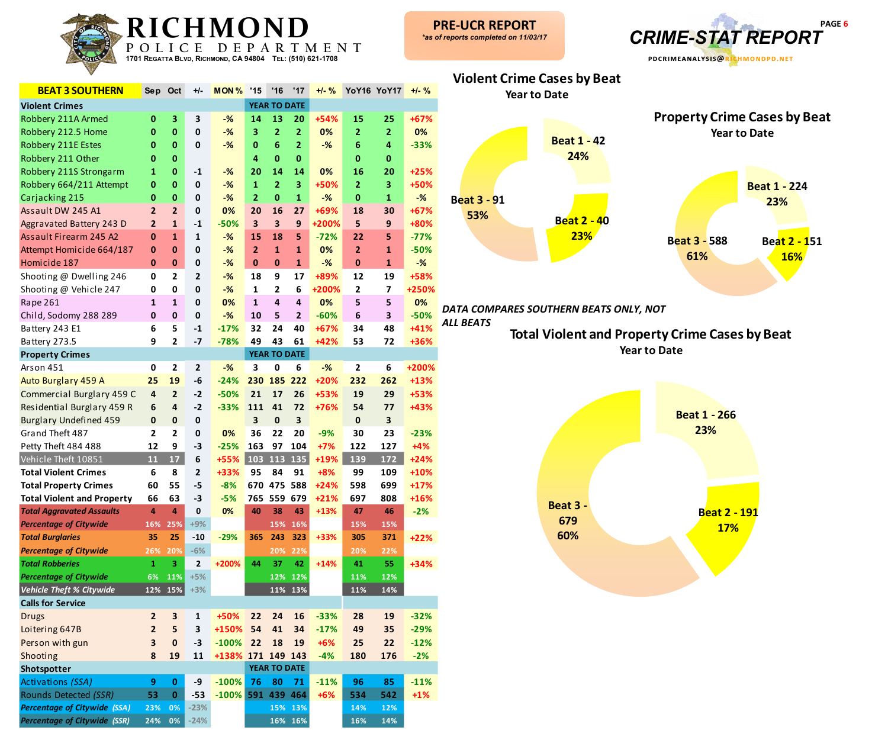# RICHMOND POLICE DEPARTMENT

1701 Regatta Blvd, Richmond, CA 94804 Tel: (510) 621-1708

**PRE-UCR REPORT**
*as of reports completed on 11/03/17*

## CRIME-STAT REPORT

PDCRIMEANALYSIS@RICHMONDPD.NET

| BEAT 3 SOUTHERN | Sep | Oct | +/- | MON % | '15 | '16 | '17 | +/- % | YoY16 | YoY17 | +/- % |
|---|---|---|---|---|---|---|---|---|---|---|---|
| **Violent Crimes** | | | | | YEAR TO DATE | | | | | | |
| Robbery 211A Armed | 0 | 3 | 3 | -% | 14 | 13 | 20 | +54% | 15 | 25 | +67% |
| Robbery 212.5 Home | 0 | 0 | 0 | -% | 3 | 2 | 2 | 0% | 2 | 2 | 0% |
| Robbery 211E Estes | 0 | 0 | 0 | -% | 0 | 6 | 2 | -% | 6 | 4 | -33% |
| Robbery 211 Other | 0 | 0 | | | 4 | 0 | 0 | | 0 | 0 | |
| Robbery 211S Strongarm | 1 | 0 | -1 | -% | 20 | 14 | 14 | 0% | 16 | 20 | +25% |
| Robbery 664/211 Attempt | 0 | 0 | 0 | -% | 1 | 2 | 3 | +50% | 2 | 3 | +50% |
| Carjacking 215 | 0 | 0 | 0 | -% | 2 | 0 | 1 | -% | 0 | 1 | -% |
| Assault DW 245 A1 | 2 | 2 | 0 | 0% | 20 | 16 | 27 | +69% | 18 | 30 | +67% |
| Aggravated Battery 243 D | 2 | 1 | -1 | -50% | 3 | 3 | 9 | +200% | 5 | 9 | +80% |
| Assault Firearm 245 A2 | 0 | 1 | 1 | -% | 15 | 18 | 5 | -72% | 22 | 5 | -77% |
| Attempt Homicide 664/187 | 0 | 0 | 0 | -% | 2 | 1 | 1 | 0% | 2 | 1 | -50% |
| Homicide 187 | 0 | 0 | 0 | -% | 0 | 0 | 1 | -% | 0 | 1 | -% |
| Shooting @ Dwelling 246 | 0 | 2 | 2 | -% | 18 | 9 | 17 | +89% | 12 | 19 | +58% |
| Shooting @ Vehicle 247 | 0 | 0 | 0 | -% | 1 | 2 | 6 | +200% | 2 | 7 | +250% |
| Rape 261 | 1 | 1 | 0 | 0% | 1 | 4 | 4 | 0% | 5 | 5 | 0% |
| Child, Sodomy 288 289 | 0 | 0 | 0 | -% | 10 | 5 | 2 | -60% | 6 | 3 | -50% |
| Battery 243 E1 | 6 | 5 | -1 | -17% | 32 | 24 | 40 | +67% | 34 | 48 | +41% |
| Battery 273.5 | 9 | 2 | -7 | -78% | 49 | 43 | 61 | +42% | 53 | 72 | +36% |
| **Property Crimes** | | | | | YEAR TO DATE | | | | | | |
| Arson 451 | 0 | 2 | 2 | -% | 3 | 0 | 6 | -% | 2 | 6 | +200% |
| Auto Burglary 459 A | 25 | 19 | -6 | -24% | 230 | 185 | 222 | +20% | 232 | 262 | +13% |
| Commercial Burglary 459 C | 4 | 2 | -2 | -50% | 21 | 17 | 26 | +53% | 19 | 29 | +53% |
| Residential Burglary 459 R | 6 | 4 | -2 | -33% | 111 | 41 | 72 | +76% | 54 | 77 | +43% |
| Burglary Undefined 459 | 0 | 0 | 0 | | 3 | 0 | 3 | | 0 | 3 | |
| Grand Theft 487 | 2 | 2 | 0 | 0% | 36 | 22 | 20 | -9% | 30 | 23 | -23% |
| Petty Theft 484 488 | 12 | 9 | -3 | -25% | 163 | 97 | 104 | +7% | 122 | 127 | +4% |
| Vehicle Theft 10851 | 11 | 17 | 6 | +55% | 103 | 113 | 135 | +19% | 139 | 172 | +24% |
| **Total Violent Crimes** | 6 | 8 | 2 | +33% | 95 | 84 | 91 | +8% | 99 | 109 | +10% |
| **Total Property Crimes** | 60 | 55 | -5 | -8% | 670 | 475 | 588 | +24% | 598 | 699 | +17% |
| **Total Violent and Property** | 66 | 63 | -3 | -5% | 765 | 559 | 679 | +21% | 697 | 808 | +16% |
| ***Total Aggravated Assaults*** | 4 | 4 | 0 | 0% | 40 | 38 | 43 | +13% | 47 | 46 | -2% |
| *Percentage of Citywide* | 16% | 25% | +9% | | | 15% | 16% | | 15% | 15% | |
| ***Total Burglaries*** | 35 | 25 | -10 | -29% | 365 | 243 | 323 | +33% | 305 | 371 | +22% |
| *Percentage of Citywide* | 26% | 20% | -6% | | | 20% | 22% | | 20% | 22% | |
| ***Total Robberies*** | 1 | 3 | 2 | +200% | 44 | 37 | 42 | +14% | 41 | 55 | +34% |
| *Percentage of Citywide* | 6% | 11% | +5% | | | 12% | 12% | | 11% | 12% | |
| ***Vehicle Theft % Citywide*** | 12% | 15% | +3% | | | 11% | 13% | | 11% | 14% | |
| **Calls for Service** | | | | | | | | | | | |
| Drugs | 2 | 3 | 1 | +50% | 22 | 24 | 16 | -33% | 28 | 19 | -32% |
| Loitering 647B | 2 | 5 | 3 | +150% | 54 | 41 | 34 | -17% | 49 | 35 | -29% |
| Person with gun | 3 | 0 | -3 | -100% | 22 | 18 | 19 | +6% | 25 | 22 | -12% |
| Shooting | 8 | 19 | 11 | +138% | 171 | 149 | 143 | -4% | 180 | 176 | -2% |
| **Shotspotter** | | | | | YEAR TO DATE | | | | | | |
| Activations *(SSA)* | 9 | 0 | -9 | -100% | 76 | 80 | 71 | -11% | 96 | 85 | -11% |
| Rounds Detected *(SSR)* | 53 | 0 | -53 | -100% | 591 | 439 | 464 | +6% | 534 | 542 | +1% |
| *Percentage of Citywide (SSA)* | 23% | 0% | -23% | | | 15% | 13% | | 14% | 12% | |
| *Percentage of Citywide (SSR)* | 24% | 0% | -24% | | | 16% | 16% | | 16% | 14% | |

### Violent Crime Cases by Beat
Year to Date

- Beat 1 - 42: 24%
- Beat 2 - 40: 23%
- Beat 3 - 91: 53%

### Property Crime Cases by Beat
Year to Date

- Beat 1 - 224: 23%
- Beat 2 - 151: 16%
- Beat 3 - 588: 61%

*DATA COMPARES SOUTHERN BEATS ONLY, NOT ALL BEATS*

### Total Violent and Property Crime Cases by Beat
Year to Date

- Beat 1 - 266: 23%
- Beat 2 - 191: 17%
- Beat 3 - 679: 60%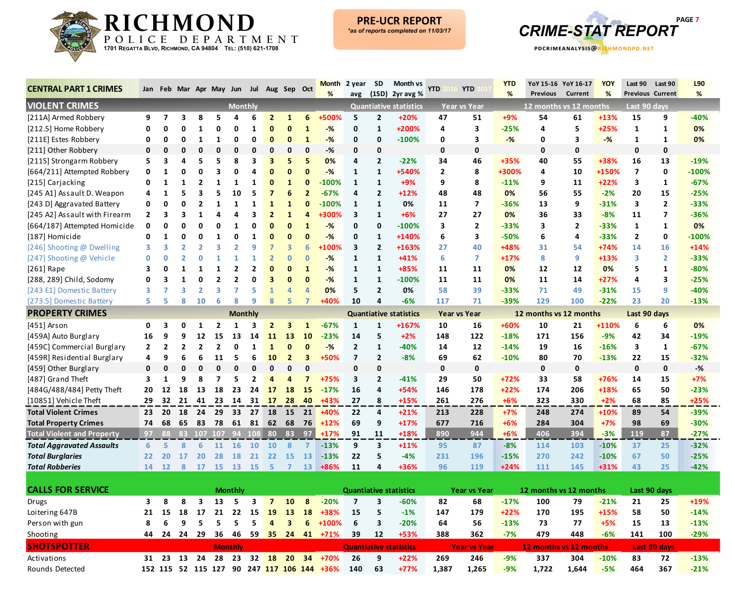# RICHMOND POLICE DEPARTMENT

1701 Regatta Blvd, Richmond, CA 94804 Tel: (510) 621-1708

**PRE-UCR REPORT**
*as of reports completed on 11/03/17*

# CRIME-STAT REPORT

PDCRIMEANALYSIS@RICHMONDPD.NET

| CENTRAL PART 1 CRIMES | Jan | Feb | Mar | Apr | May | Jun | Jul | Aug | Sep | Oct | Month % | 2 year avg | SD (1SD) | Month vs 2yr avg % | YTD 2016 | YTD 2017 | YTD % | YoY 15-16 Previous | YoY 16-17 Current | YOY % | Last 90 Previous | Last 90 Current | L90 % |
|---|---|---|---|---|---|---|---|---|---|---|---|---|---|---|---|---|---|---|---|---|---|---|---|
| **VIOLENT CRIMES** | Monthly | | | | | | | | | | | Quantiative statistics | | | Year vs Year | | | 12 months vs 12 months | | | Last 90 days | | |
| [211A] Armed Robbery | 9 | 7 | 3 | 8 | 5 | 4 | 6 | 2 | 1 | 6 | +500% | 5 | 2 | +20% | 47 | 51 | +9% | 54 | 61 | +13% | 15 | 9 | -40% |
| [212.5] Home Robbery | 0 | 0 | 0 | 1 | 0 | 0 | 1 | 0 | 0 | 1 | -% | 0 | 1 | +200% | 4 | 3 | -25% | 4 | 5 | +25% | 1 | 1 | 0% |
| [211E] Estes Robbery | 0 | 0 | 0 | 1 | 1 | 0 | 0 | 0 | 0 | 1 | -% | 0 | 0 | -100% | 0 | 3 | -% | 0 | 3 | -% | 1 | 1 | 0% |
| [211] Other Robbery | 0 | 0 | 0 | 0 | 0 | 0 | 0 | 0 | 0 | 0 | -% | 0 | 0 | | 0 | 0 | | 0 | 0 | | 0 | 0 | |
| [211S] Strongarm Robbery | 5 | 3 | 4 | 5 | 5 | 8 | 3 | 3 | 5 | 5 | 0% | 4 | 2 | -22% | 34 | 46 | +35% | 40 | 55 | +38% | 16 | 13 | -19% |
| [664/211] Attempted Robbery | 0 | 1 | 0 | 0 | 3 | 0 | 4 | 0 | 0 | 0 | -% | 1 | 1 | +540% | 2 | 8 | +300% | 4 | 10 | +150% | 7 | 0 | -100% |
| [215] Carjacking | 0 | 1 | 1 | 2 | 1 | 1 | 1 | 0 | 1 | 0 | -100% | 1 | 1 | +9% | 9 | 8 | -11% | 9 | 11 | +22% | 3 | 1 | -67% |
| [245 A1] Assault D. Weapon | 4 | 1 | 5 | 3 | 5 | 10 | 5 | 7 | 6 | 2 | -67% | 4 | 2 | +12% | 48 | 48 | 0% | 56 | 55 | -2% | 20 | 15 | -25% |
| [243 D] Aggravated Battery | 0 | 0 | 0 | 2 | 1 | 1 | 1 | 1 | 1 | 0 | -100% | 1 | 1 | 0% | 11 | 7 | -36% | 13 | 9 | -31% | 3 | 2 | -33% |
| [245 A2] Assault with Firearm | 2 | 3 | 3 | 1 | 4 | 4 | 3 | 2 | 1 | 4 | +300% | 3 | 1 | +6% | 27 | 27 | 0% | 36 | 33 | -8% | 11 | 7 | -36% |
| [664/187] Attempted Homicide | 0 | 0 | 0 | 0 | 0 | 1 | 0 | 0 | 0 | 1 | -% | 0 | 0 | -100% | 3 | 2 | -33% | 3 | 2 | -33% | 1 | 1 | 0% |
| [187] Homicide | 0 | 1 | 0 | 0 | 1 | 0 | 1 | 0 | 0 | 0 | -% | 0 | 1 | +140% | 6 | 3 | -50% | 6 | 4 | -33% | 2 | 0 | -100% |
| [246] Shooting @ Dwelling | 3 | 3 | 2 | 2 | 3 | 2 | 9 | 7 | 3 | 6 | +100% | 3 | 2 | +163% | 27 | 40 | +48% | 31 | 54 | +74% | 14 | 16 | +14% |
| [247] Shooting @ Vehicle | 0 | 0 | 2 | 0 | 1 | 1 | 1 | 2 | 0 | 0 | -% | 1 | 1 | +41% | 6 | 7 | +17% | 8 | 9 | +13% | 3 | 2 | -33% |
| [261] Rape | 3 | 0 | 1 | 1 | 1 | 2 | 2 | 0 | 0 | 1 | -% | 1 | 1 | +85% | 11 | 11 | 0% | 12 | 12 | 0% | 5 | 1 | -80% |
| [288, 289] Child, Sodomy | 0 | 3 | 1 | 0 | 2 | 2 | 0 | 3 | 0 | 0 | -% | 1 | 1 | -100% | 11 | 11 | 0% | 11 | 14 | +27% | 4 | 3 | -25% |
| [243 E1] Domestic Battery | 3 | 7 | 3 | 2 | 3 | 7 | 5 | 1 | 4 | 4 | 0% | 5 | 2 | 0% | 58 | 39 | -33% | 71 | 49 | -31% | 15 | 9 | -40% |
| [273.5] Domestic Battery | 5 | 5 | 8 | 10 | 6 | 8 | 9 | 8 | 5 | 7 | +40% | 10 | 4 | -6% | 117 | 71 | -39% | 129 | 100 | -22% | 23 | 20 | -13% |
| **PROPERTY CRIMES** | Monthly | | | | | | | | | | | Quantiative statistics | | | Year vs Year | | | 12 months vs 12 months | | | Last 90 days | | |
| [451] Arson | 0 | 3 | 0 | 1 | 2 | 1 | 3 | 2 | 3 | 1 | -67% | 1 | 1 | +167% | 10 | 16 | +60% | 10 | 21 | +110% | 6 | 6 | 0% |
| [459A] Auto Burglary | 16 | 9 | 9 | 12 | 15 | 13 | 14 | 11 | 13 | 10 | -23% | 14 | 5 | +2% | 148 | 122 | -18% | 171 | 156 | -9% | 42 | 34 | -19% |
| [459C] Commercial Burglary | 2 | 2 | 2 | 2 | 2 | 0 | 1 | 1 | 0 | 0 | -% | 2 | 1 | -40% | 14 | 12 | -14% | 19 | 16 | -16% | 3 | 1 | -67% |
| [459R] Residential Burglary | 4 | 9 | 6 | 6 | 11 | 5 | 6 | 10 | 2 | 3 | +50% | 7 | 2 | -8% | 69 | 62 | -10% | 80 | 70 | -13% | 22 | 15 | -32% |
| [459] Other Burglary | 0 | 0 | 0 | 0 | 0 | 0 | 0 | 0 | 0 | 0 | | 0 | 0 | | 0 | 0 | | 0 | 0 | | 0 | 0 | -% |
| [487] Grand Theft | 3 | 1 | 9 | 8 | 7 | 5 | 2 | 4 | 4 | 7 | +75% | 3 | 2 | -41% | 29 | 50 | +72% | 33 | 58 | +76% | 14 | 15 | +7% |
| [484G/488/484] Petty Theft | 20 | 12 | 18 | 13 | 18 | 23 | 24 | 17 | 18 | 15 | -17% | 16 | 4 | +54% | 146 | 178 | +22% | 174 | 206 | +18% | 65 | 50 | -23% |
| [10851] Vehicle Theft | 29 | 32 | 21 | 41 | 23 | 14 | 31 | 17 | 28 | 40 | +43% | 27 | 8 | +15% | 261 | 276 | +6% | 323 | 330 | +2% | 68 | 85 | +25% |
| **Total Violent Crimes** | 23 | 20 | 18 | 24 | 29 | 33 | 27 | 18 | 15 | 21 | +40% | 22 | 4 | +21% | 213 | 228 | +7% | 248 | 274 | +10% | 89 | 54 | -39% |
| **Total Property Crimes** | 74 | 68 | 65 | 83 | 78 | 61 | 81 | 62 | 68 | 76 | +12% | 69 | 9 | +17% | 677 | 716 | +6% | 284 | 304 | +7% | 98 | 69 | -30% |
| **Total Violent and Property** | 97 | 88 | 83 | 107 | 107 | 94 | 108 | 80 | 83 | 97 | +17% | 91 | 11 | +18% | 890 | 944 | +6% | 406 | 394 | -3% | 119 | 87 | -27% |
| ***Total Aggravated Assaults*** | 6 | 5 | 8 | 6 | 11 | 16 | 10 | 10 | 8 | 7 | -13% | 9 | 3 | +11% | 95 | 87 | -8% | 114 | 103 | -10% | 37 | 25 | -32% |
| ***Total Burglaries*** | 22 | 20 | 17 | 20 | 28 | 18 | 21 | 22 | 15 | 13 | -13% | 22 | 5 | -4% | 231 | 196 | -15% | 270 | 242 | -10% | 67 | 50 | -25% |
| ***Total Robberies*** | 14 | 12 | 8 | 17 | 15 | 13 | 15 | 5 | 7 | 13 | +86% | 11 | 4 | +36% | 96 | 119 | +24% | 111 | 145 | +31% | 43 | 25 | -42% |
| **CALLS FOR SERVICE** | Monthly | | | | | | | | | | | Quantiative statistics | | | Year vs Year | | | 12 months vs 12 months | | | Last 90 days | | |
| Drugs | 3 | 8 | 8 | 3 | 13 | 5 | 3 | 7 | 10 | 8 | -20% | 7 | 3 | -60% | 82 | 68 | -17% | 100 | 79 | -21% | 21 | 25 | +19% |
| Loitering 647B | 21 | 15 | 18 | 17 | 21 | 22 | 15 | 19 | 13 | 18 | +38% | 15 | 5 | -1% | 147 | 179 | +22% | 170 | 195 | +15% | 58 | 50 | -14% |
| Person with gun | 8 | 6 | 9 | 5 | 5 | 5 | 5 | 4 | 3 | 6 | +100% | 6 | 3 | -20% | 64 | 56 | -13% | 73 | 77 | +5% | 15 | 13 | -13% |
| Shooting | 44 | 24 | 24 | 29 | 36 | 46 | 59 | 35 | 24 | 41 | +71% | 39 | 12 | +53% | 388 | 362 | -7% | 479 | 448 | -6% | 141 | 100 | -29% |
| **SHOTSPOTTER** | Monthly | | | | | | | | | | | Quantiative statistics | | | Year vs Year | | | 12 months vs 12 months | | | Last 90 days | | |
| Activations | 31 | 23 | 13 | 24 | 28 | 23 | 32 | 18 | 20 | 34 | +70% | 26 | 9 | +22% | 269 | 246 | -9% | 337 | 304 | -10% | 83 | 72 | -13% |
| Rounds Detected | 152 | 115 | 52 | 115 | 127 | 90 | 247 | 117 | 106 | 144 | +36% | 140 | 63 | +77% | 1,387 | 1,265 | -9% | 1,722 | 1,644 | -5% | 464 | 367 | -21% |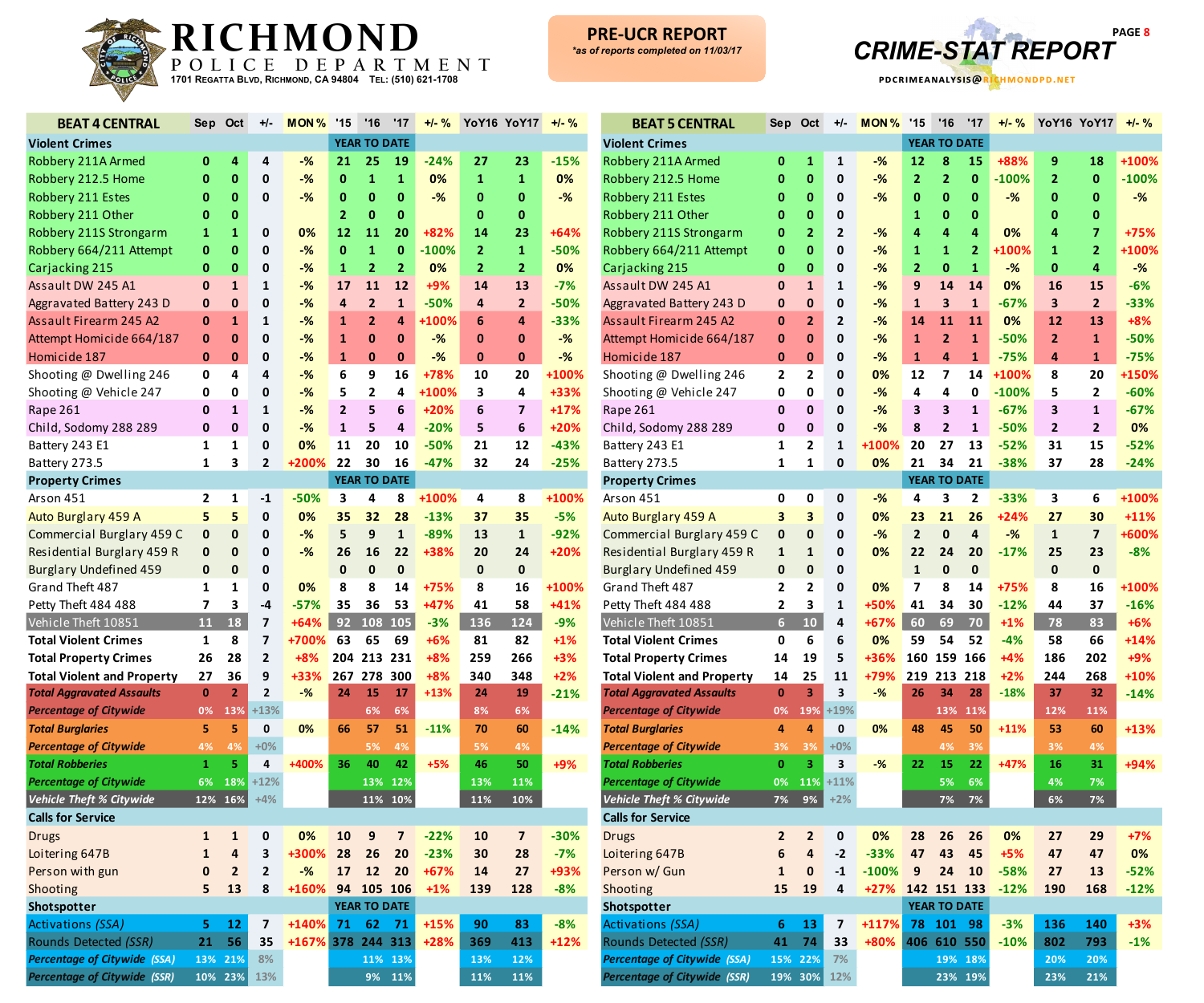# RICHMOND POLICE DEPARTMENT

1701 Regatta Blvd, Richmond, CA 94804 Tel: (510) 621-1708

**PRE-UCR REPORT**
*as of reports completed on 11/03/17*

**CRIME-STAT REPORT**

PDCRIMEANALYSIS@RICHMONDPD.NET

## BEAT 4 CENTRAL

| BEAT 4 CENTRAL | Sep | Oct | +/- | MON % | '15 | '16 | '17 | +/- % | YoY16 | YoY17 | +/- % |
|---|---|---|---|---|---|---|---|---|---|---|---|
| **Violent Crimes** | | | | | YEAR TO DATE | | | | | | |
| Robbery 211A Armed | 0 | 4 | 4 | -% | 21 | 25 | 19 | -24% | 27 | 23 | -15% |
| Robbery 212.5 Home | 0 | 0 | 0 | -% | 0 | 1 | 1 | 0% | 1 | 1 | 0% |
| Robbery 211 Estes | 0 | 0 | 0 | -% | 0 | 0 | 0 | -% | 0 | 0 | -% |
| Robbery 211 Other | 0 | 0 | | | 2 | 0 | 0 | | 0 | 0 | |
| Robbery 211S Strongarm | 1 | 1 | 0 | 0% | 12 | 11 | 20 | +82% | 14 | 23 | +64% |
| Robbery 664/211 Attempt | 0 | 0 | 0 | -% | 0 | 1 | 0 | -100% | 2 | 1 | -50% |
| Carjacking 215 | 0 | 0 | 0 | -% | 1 | 2 | 2 | 0% | 2 | 2 | 0% |
| Assault DW 245 A1 | 0 | 1 | 1 | -% | 17 | 11 | 12 | +9% | 14 | 13 | -7% |
| Aggravated Battery 243 D | 0 | 0 | 0 | -% | 4 | 2 | 1 | -50% | 4 | 2 | -50% |
| Assault Firearm 245 A2 | 0 | 1 | 1 | -% | 1 | 2 | 4 | +100% | 6 | 4 | -33% |
| Attempt Homicide 664/187 | 0 | 0 | 0 | -% | 1 | 0 | 0 | -% | 0 | 0 | -% |
| Homicide 187 | 0 | 0 | 0 | -% | 1 | 0 | 0 | -% | 0 | 0 | -% |
| Shooting @ Dwelling 246 | 0 | 4 | 4 | -% | 6 | 9 | 16 | +78% | 10 | 20 | +100% |
| Shooting @ Vehicle 247 | 0 | 0 | 0 | -% | 5 | 2 | 4 | +100% | 3 | 4 | +33% |
| Rape 261 | 0 | 1 | 1 | -% | 2 | 5 | 6 | +20% | 6 | 7 | +17% |
| Child, Sodomy 288 289 | 0 | 0 | 0 | -% | 1 | 5 | 4 | -20% | 5 | 6 | +20% |
| Battery 243 E1 | 1 | 1 | 0 | 0% | 11 | 20 | 10 | -50% | 21 | 12 | -43% |
| Battery 273.5 | 1 | 3 | 2 | +200% | 22 | 30 | 16 | -47% | 32 | 24 | -25% |
| **Property Crimes** | | | | | YEAR TO DATE | | | | | | |
| Arson 451 | 2 | 1 | -1 | -50% | 3 | 4 | 8 | +100% | 4 | 8 | +100% |
| Auto Burglary 459 A | 5 | 5 | 0 | 0% | 35 | 32 | 28 | -13% | 37 | 35 | -5% |
| Commercial Burglary 459 C | 0 | 0 | 0 | -% | 5 | 9 | 1 | -89% | 13 | 1 | -92% |
| Residential Burglary 459 R | 0 | 0 | 0 | -% | 26 | 16 | 22 | +38% | 20 | 24 | +20% |
| Burglary Undefined 459 | 0 | 0 | 0 | | 0 | 0 | 0 | | 0 | 0 | |
| Grand Theft 487 | 1 | 1 | 0 | 0% | 8 | 8 | 14 | +75% | 8 | 16 | +100% |
| Petty Theft 484 488 | 7 | 3 | -4 | -57% | 35 | 36 | 53 | +47% | 41 | 58 | +41% |
| Vehicle Theft 10851 | 11 | 18 | 7 | +64% | 92 | 108 | 105 | -3% | 136 | 124 | -9% |
| **Total Violent Crimes** | 1 | 8 | 7 | +700% | 63 | 65 | 69 | +6% | 81 | 82 | +1% |
| **Total Property Crimes** | 26 | 28 | 2 | +8% | 204 | 213 | 231 | +8% | 259 | 266 | +3% |
| **Total Violent and Property** | 27 | 36 | 9 | +33% | 267 | 278 | 300 | +8% | 340 | 348 | +2% |
| ***Total Aggravated Assaults*** | 0 | 2 | 2 | -% | 24 | 15 | 17 | +13% | 24 | 19 | -21% |
| ***Percentage of Citywide*** | 0% | 13% | +13% | | | 6% | 6% | | 8% | 6% | |
| ***Total Burglaries*** | 5 | 5 | 0 | 0% | 66 | 57 | 51 | -11% | 70 | 60 | -14% |
| ***Percentage of Citywide*** | 4% | 4% | +0% | | | 5% | 4% | | 5% | 4% | |
| ***Total Robberies*** | 1 | 5 | 4 | +400% | 36 | 40 | 42 | +5% | 46 | 50 | +9% |
| ***Percentage of Citywide*** | 6% | 18% | +12% | | | 13% | 12% | | 13% | 11% | |
| ***Vehicle Theft % Citywide*** | 12% | 16% | +4% | | | 11% | 10% | | 11% | 10% | |
| **Calls for Service** | | | | | | | | | | | |
| Drugs | 1 | 1 | 0 | 0% | 10 | 9 | 7 | -22% | 10 | 7 | -30% |
| Loitering 647B | 1 | 4 | 3 | +300% | 28 | 26 | 20 | -23% | 30 | 28 | -7% |
| Person with gun | 0 | 2 | 2 | -% | 17 | 12 | 20 | +67% | 14 | 27 | +93% |
| Shooting | 5 | 13 | 8 | +160% | 94 | 105 | 106 | +1% | 139 | 128 | -8% |
| **Shotspotter** | | | | | YEAR TO DATE | | | | | | |
| Activations *(SSA)* | 5 | 12 | 7 | +140% | 71 | 62 | 71 | +15% | 90 | 83 | -8% |
| Rounds Detected *(SSR)* | 21 | 56 | 35 | +167% | 378 | 244 | 313 | +28% | 369 | 413 | +12% |
| ***Percentage of Citywide (SSA)*** | 13% | 21% | 8% | | | 11% | 13% | | 13% | 12% | |
| ***Percentage of Citywide (SSR)*** | 10% | 23% | 13% | | | 9% | 11% | | 11% | 11% | |

## BEAT 5 CENTRAL

| BEAT 5 CENTRAL | Sep | Oct | +/- | MON % | '15 | '16 | '17 | +/- % | YoY16 | YoY17 | +/- % |
|---|---|---|---|---|---|---|---|---|---|---|---|
| **Violent Crimes** | | | | | YEAR TO DATE | | | | | | |
| Robbery 211A Armed | 0 | 1 | 1 | -% | 12 | 8 | 15 | +88% | 9 | 18 | +100% |
| Robbery 212.5 Home | 0 | 0 | 0 | -% | 2 | 2 | 0 | -100% | 2 | 0 | -100% |
| Robbery 211 Estes | 0 | 0 | 0 | -% | 0 | 0 | 0 | -% | 0 | 0 | -% |
| Robbery 211 Other | 0 | 0 | 0 | | 1 | 0 | 0 | | 0 | 0 | |
| Robbery 211S Strongarm | 0 | 2 | 2 | -% | 4 | 4 | 4 | 0% | 4 | 7 | +75% |
| Robbery 664/211 Attempt | 0 | 0 | 0 | -% | 1 | 1 | 2 | +100% | 1 | 2 | +100% |
| Carjacking 215 | 0 | 0 | 0 | -% | 2 | 0 | 1 | -% | 0 | 4 | -% |
| Assault DW 245 A1 | 0 | 1 | 1 | -% | 9 | 14 | 14 | 0% | 16 | 15 | -6% |
| Aggravated Battery 243 D | 0 | 0 | 0 | -% | 1 | 3 | 1 | -67% | 3 | 2 | -33% |
| Assault Firearm 245 A2 | 0 | 2 | 2 | -% | 14 | 11 | 11 | 0% | 12 | 13 | +8% |
| Attempt Homicide 664/187 | 0 | 0 | 0 | -% | 1 | 2 | 1 | -50% | 2 | 1 | -50% |
| Homicide 187 | 0 | 0 | 0 | -% | 1 | 4 | 1 | -75% | 4 | 1 | -75% |
| Shooting @ Dwelling 246 | 2 | 2 | 0 | 0% | 12 | 7 | 14 | +100% | 8 | 20 | +150% |
| Shooting @ Vehicle 247 | 0 | 0 | 0 | -% | 4 | 4 | 0 | -100% | 5 | 2 | -60% |
| Rape 261 | 0 | 0 | 0 | -% | 3 | 3 | 1 | -67% | 3 | 1 | -67% |
| Child, Sodomy 288 289 | 0 | 0 | 0 | -% | 8 | 2 | 1 | -50% | 2 | 2 | 0% |
| Battery 243 E1 | 1 | 2 | 1 | +100% | 20 | 27 | 13 | -52% | 31 | 15 | -52% |
| Battery 273.5 | 1 | 1 | 0 | 0% | 21 | 34 | 21 | -38% | 37 | 28 | -24% |
| **Property Crimes** | | | | | YEAR TO DATE | | | | | | |
| Arson 451 | 0 | 0 | 0 | -% | 4 | 3 | 2 | -33% | 3 | 6 | +100% |
| Auto Burglary 459 A | 3 | 3 | 0 | 0% | 23 | 21 | 26 | +24% | 27 | 30 | +11% |
| Commercial Burglary 459 C | 0 | 0 | 0 | -% | 2 | 0 | 4 | -% | 1 | 7 | +600% |
| Residential Burglary 459 R | 1 | 1 | 0 | 0% | 22 | 24 | 20 | -17% | 25 | 23 | -8% |
| Burglary Undefined 459 | 0 | 0 | 0 | | 1 | 0 | 0 | | 0 | 0 | |
| Grand Theft 487 | 2 | 2 | 0 | 0% | 7 | 8 | 14 | +75% | 8 | 16 | +100% |
| Petty Theft 484 488 | 2 | 3 | 1 | +50% | 41 | 34 | 30 | -12% | 44 | 37 | -16% |
| Vehicle Theft 10851 | 6 | 10 | 4 | +67% | 60 | 69 | 70 | +1% | 78 | 83 | +6% |
| **Total Violent Crimes** | 0 | 6 | 6 | 0% | 59 | 54 | 52 | -4% | 58 | 66 | +14% |
| **Total Property Crimes** | 14 | 19 | 5 | +36% | 160 | 159 | 166 | +4% | 186 | 202 | +9% |
| **Total Violent and Property** | 14 | 25 | 11 | +79% | 219 | 213 | 218 | +2% | 244 | 268 | +10% |
| ***Total Aggravated Assaults*** | 0 | 3 | 3 | -% | 26 | 34 | 28 | -18% | 37 | 32 | -14% |
| ***Percentage of Citywide*** | 0% | 19% | +19% | | | 13% | 11% | | 12% | 11% | |
| ***Total Burglaries*** | 4 | 4 | 0 | 0% | 48 | 45 | 50 | +11% | 53 | 60 | +13% |
| ***Percentage of Citywide*** | 3% | 3% | +0% | | | 4% | 3% | | 3% | 4% | |
| ***Total Robberies*** | 0 | 3 | 3 | -% | 22 | 15 | 22 | +47% | 16 | 31 | +94% |
| ***Percentage of Citywide*** | 0% | 11% | +11% | | | 5% | 6% | | 4% | 7% | |
| ***Vehicle Theft % Citywide*** | 7% | 9% | +2% | | | 7% | 7% | | 6% | 7% | |
| **Calls for Service** | | | | | | | | | | | |
| Drugs | 2 | 2 | 0 | 0% | 28 | 26 | 26 | 0% | 27 | 29 | +7% |
| Loitering 647B | 6 | 4 | -2 | -33% | 47 | 43 | 45 | +5% | 47 | 47 | 0% |
| Person w/ Gun | 1 | 0 | -1 | -100% | 9 | 24 | 10 | -58% | 27 | 13 | -52% |
| Shooting | 15 | 19 | 4 | +27% | 142 | 151 | 133 | -12% | 190 | 168 | -12% |
| **Shotspotter** | | | | | YEAR TO DATE | | | | | | |
| Activations *(SSA)* | 6 | 13 | 7 | +117% | 78 | 101 | 98 | -3% | 136 | 140 | +3% |
| Rounds Detected *(SSR)* | 41 | 74 | 33 | +80% | 406 | 610 | 550 | -10% | 802 | 793 | -1% |
| ***Percentage of Citywide (SSA)*** | 15% | 22% | 7% | | | 19% | 18% | | 20% | 20% | |
| ***Percentage of Citywide (SSR)*** | 19% | 30% | 12% | | | 23% | 19% | | 23% | 21% | |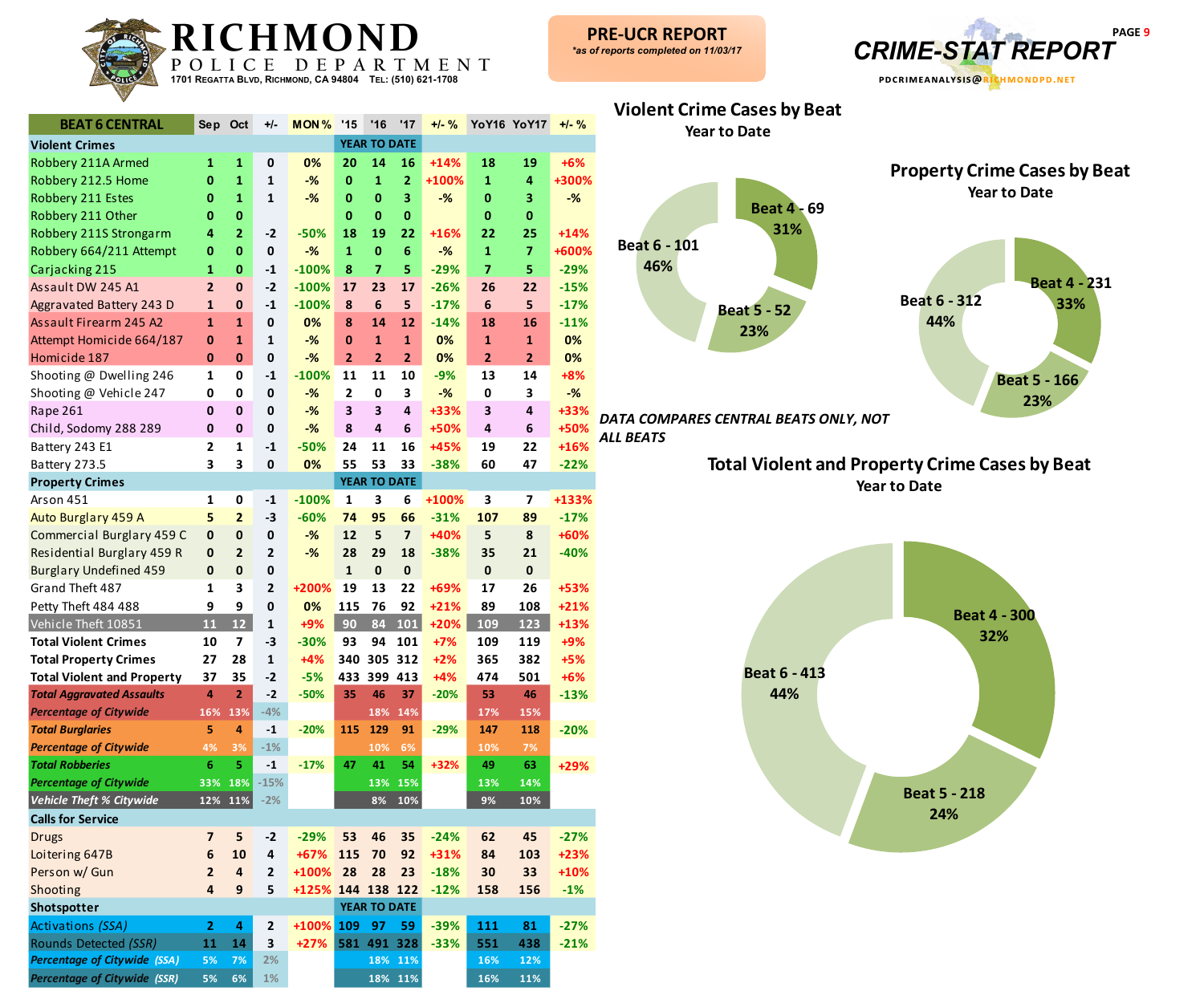# RICHMOND POLICE DEPARTMENT

1701 Regatta Blvd, Richmond, CA 94804 Tel: (510) 621-1708

**PRE-UCR REPORT**
*as of reports completed on 11/03/17*

## CRIME-STAT REPORT

PDCRIMEANALYSIS@RICHMONDPD.NET

| BEAT 6 CENTRAL | Sep | Oct | +/- | MON % | '15 | '16 | '17 | +/- % | YoY16 | YoY17 | +/- % |
|---|---|---|---|---|---|---|---|---|---|---|---|
| **Violent Crimes** | | | | | YEAR TO DATE | | | | | | |
| Robbery 211A Armed | 1 | 1 | 0 | 0% | 20 | 14 | 16 | +14% | 18 | 19 | +6% |
| Robbery 212.5 Home | 0 | 1 | 1 | -% | 0 | 1 | 2 | +100% | 1 | 4 | +300% |
| Robbery 211 Estes | 0 | 1 | 1 | -% | 0 | 0 | 3 | -% | 0 | 3 | -% |
| Robbery 211 Other | 0 | 0 | | | 0 | 0 | 0 | | 0 | 0 | |
| Robbery 211S Strongarm | 4 | 2 | -2 | -50% | 18 | 19 | 22 | +16% | 22 | 25 | +14% |
| Robbery 664/211 Attempt | 0 | 0 | 0 | -% | 1 | 0 | 6 | -% | 1 | 7 | +600% |
| Carjacking 215 | 1 | 0 | -1 | -100% | 8 | 7 | 5 | -29% | 7 | 5 | -29% |
| Assault DW 245 A1 | 2 | 0 | -2 | -100% | 17 | 23 | 17 | -26% | 26 | 22 | -15% |
| Aggravated Battery 243 D | 1 | 0 | -1 | -100% | 8 | 6 | 5 | -17% | 6 | 5 | -17% |
| Assault Firearm 245 A2 | 1 | 1 | 0 | 0% | 8 | 14 | 12 | -14% | 18 | 16 | -11% |
| Attempt Homicide 664/187 | 0 | 1 | 1 | -% | 0 | 1 | 1 | 0% | 1 | 1 | 0% |
| Homicide 187 | 0 | 0 | 0 | -% | 2 | 2 | 2 | 0% | 2 | 2 | 0% |
| Shooting @ Dwelling 246 | 1 | 0 | -1 | -100% | 11 | 11 | 10 | -9% | 13 | 14 | +8% |
| Shooting @ Vehicle 247 | 0 | 0 | 0 | -% | 2 | 0 | 3 | -% | 0 | 3 | -% |
| Rape 261 | 0 | 0 | 0 | -% | 3 | 3 | 4 | +33% | 3 | 4 | +33% |
| Child, Sodomy 288 289 | 0 | 0 | 0 | -% | 8 | 4 | 6 | +50% | 4 | 6 | +50% |
| Battery 243 E1 | 2 | 1 | -1 | -50% | 24 | 11 | 16 | +45% | 19 | 22 | +16% |
| Battery 273.5 | 3 | 3 | 0 | 0% | 55 | 53 | 33 | -38% | 60 | 47 | -22% |
| **Property Crimes** | | | | | YEAR TO DATE | | | | | | |
| Arson 451 | 1 | 0 | -1 | -100% | 1 | 3 | 6 | +100% | 3 | 7 | +133% |
| Auto Burglary 459 A | 5 | 2 | -3 | -60% | 74 | 95 | 66 | -31% | 107 | 89 | -17% |
| Commercial Burglary 459 C | 0 | 0 | 0 | -% | 12 | 5 | 7 | +40% | 5 | 8 | +60% |
| Residential Burglary 459 R | 0 | 2 | 2 | -% | 28 | 29 | 18 | -38% | 35 | 21 | -40% |
| Burglary Undefined 459 | 0 | 0 | 0 | | 1 | 0 | 0 | | 0 | 0 | |
| Grand Theft 487 | 1 | 3 | 2 | +200% | 19 | 13 | 22 | +69% | 17 | 26 | +53% |
| Petty Theft 484 488 | 9 | 9 | 0 | 0% | 115 | 76 | 92 | +21% | 89 | 108 | +21% |
| Vehicle Theft 10851 | 11 | 12 | 1 | +9% | 90 | 84 | 101 | +20% | 109 | 123 | +13% |
| **Total Violent Crimes** | 10 | 7 | -3 | -30% | 93 | 94 | 101 | +7% | 109 | 119 | +9% |
| **Total Property Crimes** | 27 | 28 | 1 | +4% | 340 | 305 | 312 | +2% | 365 | 382 | +5% |
| **Total Violent and Property** | 37 | 35 | -2 | -5% | 433 | 399 | 413 | +4% | 474 | 501 | +6% |
| ***Total Aggravated Assaults*** | 4 | 2 | -2 | -50% | 35 | 46 | 37 | -20% | 53 | 46 | -13% |
| ***Percentage of Citywide*** | 16% | 13% | -4% | | | 18% | 14% | | 17% | 15% | |
| ***Total Burglaries*** | 5 | 4 | -1 | -20% | 115 | 129 | 91 | -29% | 147 | 118 | -20% |
| ***Percentage of Citywide*** | 4% | 3% | -1% | | | 10% | 6% | | 10% | 7% | |
| ***Total Robberies*** | 6 | 5 | -1 | -17% | 47 | 41 | 54 | +32% | 49 | 63 | +29% |
| ***Percentage of Citywide*** | 33% | 18% | -15% | | | 13% | 15% | | 13% | 14% | |
| ***Vehicle Theft % Citywide*** | 12% | 11% | -2% | | | 8% | 10% | | 9% | 10% | |
| **Calls for Service** | | | | | | | | | | | |
| Drugs | 7 | 5 | -2 | -29% | 53 | 46 | 35 | -24% | 62 | 45 | -27% |
| Loitering 647B | 6 | 10 | 4 | +67% | 115 | 70 | 92 | +31% | 84 | 103 | +23% |
| Person w/ Gun | 2 | 4 | 2 | +100% | 28 | 28 | 23 | -18% | 30 | 33 | +10% |
| Shooting | 4 | 9 | 5 | +125% | 144 | 138 | 122 | -12% | 158 | 156 | -1% |
| **Shotspotter** | | | | | YEAR TO DATE | | | | | | |
| Activations *(SSA)* | 2 | 4 | 2 | +100% | 109 | 97 | 59 | -39% | 111 | 81 | -27% |
| Rounds Detected *(SSR)* | 11 | 14 | 3 | +27% | 581 | 491 | 328 | -33% | 551 | 438 | -21% |
| ***Percentage of Citywide (SSA)*** | 5% | 7% | 2% | | | 18% | 11% | | 16% | 12% | |
| ***Percentage of Citywide (SSR)*** | 5% | 6% | 1% | | | 18% | 11% | | 16% | 11% | |

### Violent Crime Cases by Beat
Year to Date

- Beat 4 - 69 (31%)
- Beat 5 - 52 (23%)
- Beat 6 - 101 (46%)

### Property Crime Cases by Beat
Year to Date

- Beat 4 - 231 (33%)
- Beat 5 - 166 (23%)
- Beat 6 - 312 (44%)

*DATA COMPARES CENTRAL BEATS ONLY, NOT ALL BEATS*

### Total Violent and Property Crime Cases by Beat
Year to Date

- Beat 4 - 300 (32%)
- Beat 5 - 218 (24%)
- Beat 6 - 413 (44%)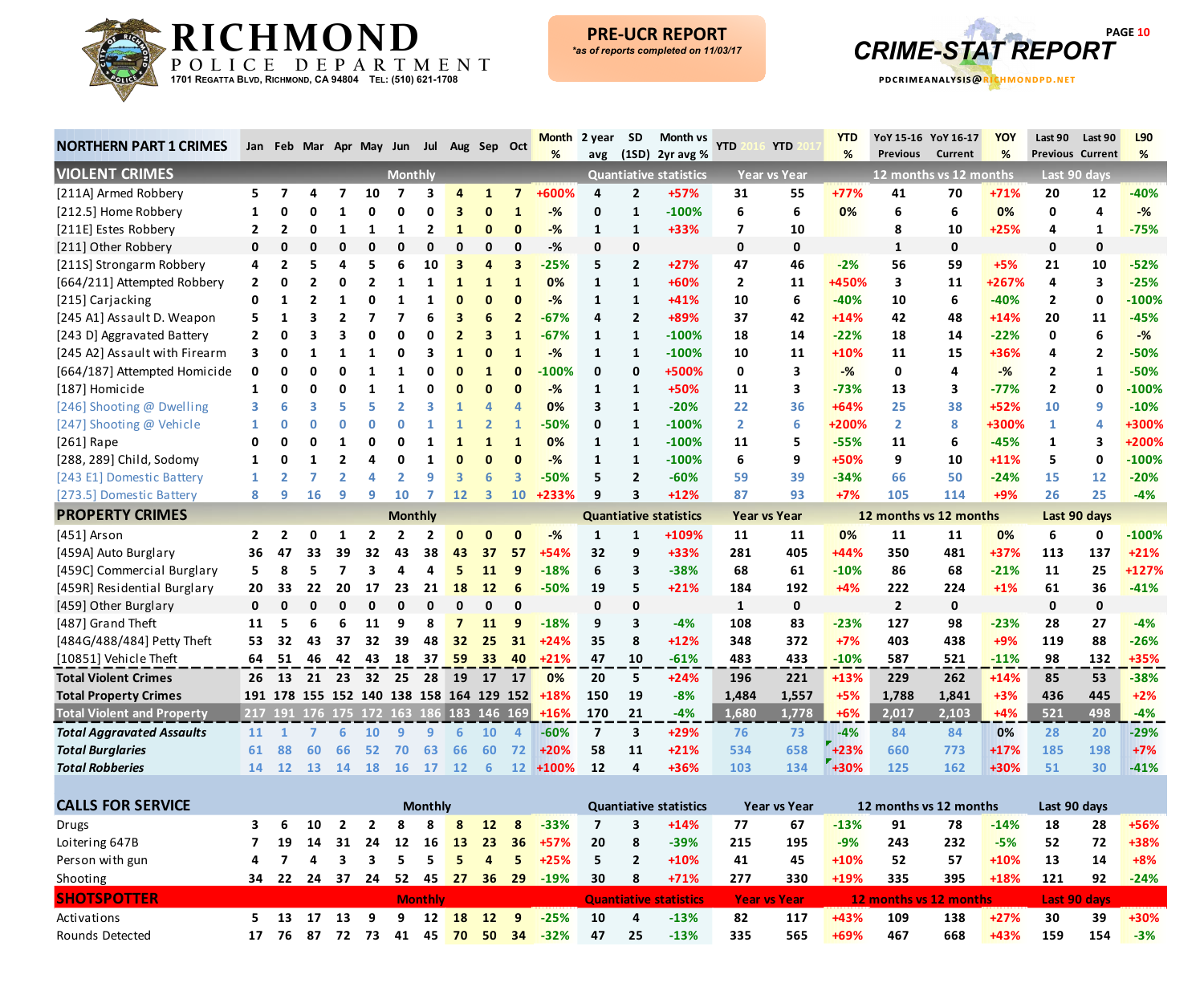# RICHMOND POLICE DEPARTMENT

1701 Regatta Blvd, Richmond, CA 94804 Tel: (510) 621-1708

**PRE-UCR REPORT**
*as of reports completed on 11/03/17*

**CRIME-STAT REPORT**

PDCRIMEANALYSIS@RICHMONDPD.NET

| NORTHERN PART 1 CRIMES | Jan | Feb | Mar | Apr | May | Jun | Jul | Aug | Sep | Oct | Month % | 2 year avg | SD (1SD) | Month vs 2yr avg % | YTD 2016 | YTD 2017 | YTD % | YoY 15-16 Previous | YoY 16-17 Current | YOY % | Last 90 Previous | Last 90 Current | L90 % |
|---|---|---|---|---|---|---|---|---|---|---|---|---|---|---|---|---|---|---|---|---|---|---|---|
| **VIOLENT CRIMES** | | | | Monthly | | | | | | | | Quantiative statistics | | | Year vs Year | | | 12 months vs 12 months | | | Last 90 days | | |
| [211A] Armed Robbery | 5 | 7 | 4 | 7 | 10 | 7 | 3 | 4 | 1 | 7 | +600% | 4 | 2 | +57% | 31 | 55 | +77% | 41 | 70 | +71% | 20 | 12 | -40% |
| [212.5] Home Robbery | 1 | 0 | 0 | 1 | 0 | 0 | 0 | 3 | 0 | 1 | -% | 0 | 1 | -100% | 6 | 6 | 0% | 6 | 6 | 0% | 0 | 4 | -% |
| [211E] Estes Robbery | 2 | 2 | 0 | 1 | 1 | 1 | 2 | 1 | 0 | 0 | -% | 1 | 1 | +33% | 7 | 10 | | 8 | 10 | +25% | 4 | 1 | -75% |
| [211] Other Robbery | 0 | 0 | 0 | 0 | 0 | 0 | 0 | 0 | 0 | 0 | -% | 0 | 0 | | 0 | 0 | | 1 | 0 | | 0 | 0 | |
| [211S] Strongarm Robbery | 4 | 2 | 5 | 4 | 5 | 6 | 10 | 3 | 4 | 3 | -25% | 5 | 2 | +27% | 47 | 46 | -2% | 56 | 59 | +5% | 21 | 10 | -52% |
| [664/211] Attempted Robbery | 2 | 0 | 2 | 0 | 2 | 1 | 1 | 1 | 1 | 1 | 0% | 1 | 1 | +60% | 2 | 11 | +450% | 3 | 11 | +267% | 4 | 3 | -25% |
| [215] Carjacking | 0 | 1 | 2 | 1 | 0 | 1 | 1 | 0 | 0 | 0 | -% | 1 | 1 | +41% | 10 | 6 | -40% | 10 | 6 | -40% | 2 | 0 | -100% |
| [245 A1] Assault D. Weapon | 5 | 1 | 3 | 2 | 7 | 7 | 6 | 3 | 6 | 2 | -67% | 4 | 2 | +89% | 37 | 42 | +14% | 42 | 48 | +14% | 20 | 11 | -45% |
| [243 D] Aggravated Battery | 2 | 0 | 3 | 3 | 0 | 0 | 0 | 2 | 3 | 1 | -67% | 1 | 1 | -100% | 18 | 14 | -22% | 18 | 14 | -22% | 0 | 6 | -% |
| [245 A2] Assault with Firearm | 3 | 0 | 1 | 1 | 1 | 0 | 3 | 1 | 0 | 1 | -% | 1 | 1 | -100% | 10 | 11 | +10% | 11 | 15 | +36% | 4 | 2 | -50% |
| [664/187] Attempted Homicide | 0 | 0 | 0 | 0 | 1 | 1 | 0 | 0 | 1 | 0 | -100% | 0 | 0 | +500% | 0 | 3 | -% | 0 | 4 | -% | 2 | 1 | -50% |
| [187] Homicide | 1 | 0 | 0 | 0 | 1 | 1 | 0 | 0 | 0 | 0 | -% | 1 | 1 | +50% | 11 | 3 | -73% | 13 | 3 | -77% | 2 | 0 | -100% |
| [246] Shooting @ Dwelling | 3 | 6 | 3 | 5 | 5 | 2 | 3 | 1 | 4 | 4 | 0% | 3 | 1 | -20% | 22 | 36 | +64% | 25 | 38 | +52% | 10 | 9 | -10% |
| [247] Shooting @ Vehicle | 1 | 0 | 0 | 0 | 0 | 0 | 1 | 1 | 2 | 1 | -50% | 0 | 1 | -100% | 2 | 6 | +200% | 2 | 8 | +300% | 1 | 4 | +300% |
| [261] Rape | 0 | 0 | 0 | 1 | 0 | 0 | 1 | 1 | 1 | 1 | 0% | 1 | 1 | -100% | 11 | 5 | -55% | 11 | 6 | -45% | 1 | 3 | +200% |
| [288, 289] Child, Sodomy | 1 | 0 | 1 | 2 | 4 | 0 | 1 | 0 | 0 | 0 | -% | 1 | 1 | -100% | 6 | 9 | +50% | 9 | 10 | +11% | 5 | 0 | -100% |
| [243 E1] Domestic Battery | 1 | 2 | 7 | 2 | 4 | 2 | 9 | 3 | 6 | 3 | -50% | 5 | 2 | -60% | 59 | 39 | -34% | 66 | 50 | -24% | 15 | 12 | -20% |
| [273.5] Domestic Battery | 8 | 9 | 16 | 9 | 9 | 10 | 7 | 12 | 3 | 10 | +233% | 9 | 3 | +12% | 87 | 93 | +7% | 105 | 114 | +9% | 26 | 25 | -4% |
| **PROPERTY CRIMES** | | | | Monthly | | | | | | | | Quantiative statistics | | | Year vs Year | | | 12 months vs 12 months | | | Last 90 days | | |
| [451] Arson | 2 | 2 | 0 | 1 | 2 | 2 | 2 | 0 | 0 | 0 | -% | 1 | 1 | +109% | 11 | 11 | 0% | 11 | 11 | 0% | 6 | 0 | -100% |
| [459A] Auto Burglary | 36 | 47 | 33 | 39 | 32 | 43 | 38 | 43 | 37 | 57 | +54% | 32 | 9 | +33% | 281 | 405 | +44% | 350 | 481 | +37% | 113 | 137 | +21% |
| [459C] Commercial Burglary | 5 | 8 | 5 | 7 | 3 | 4 | 4 | 5 | 11 | 9 | -18% | 6 | 3 | -38% | 68 | 61 | -10% | 86 | 68 | -21% | 11 | 25 | +127% |
| [459R] Residential Burglary | 20 | 33 | 22 | 20 | 17 | 23 | 21 | 18 | 12 | 6 | -50% | 19 | 5 | +21% | 184 | 192 | +4% | 222 | 224 | +1% | 61 | 36 | -41% |
| [459] Other Burglary | 0 | 0 | 0 | 0 | 0 | 0 | 0 | 0 | 0 | 0 | | 0 | 0 | | 1 | 0 | | 2 | 0 | | 0 | 0 | |
| [487] Grand Theft | 11 | 5 | 6 | 6 | 11 | 9 | 8 | 7 | 11 | 9 | -18% | 9 | 3 | -4% | 108 | 83 | -23% | 127 | 98 | -23% | 28 | 27 | -4% |
| [484G/488/484] Petty Theft | 53 | 32 | 43 | 37 | 32 | 39 | 48 | 32 | 25 | 31 | +24% | 35 | 8 | +12% | 348 | 372 | +7% | 403 | 438 | +9% | 119 | 88 | -26% |
| [10851] Vehicle Theft | 64 | 51 | 46 | 42 | 43 | 18 | 37 | 59 | 33 | 40 | +21% | 47 | 10 | -61% | 483 | 433 | -10% | 587 | 521 | -11% | 98 | 132 | +35% |
| **Total Violent Crimes** | 26 | 13 | 21 | 23 | 32 | 25 | 28 | 19 | 17 | 17 | 0% | 20 | 5 | +24% | 196 | 221 | +13% | 229 | 262 | +14% | 85 | 53 | -38% |
| **Total Property Crimes** | 191 | 178 | 155 | 152 | 140 | 138 | 158 | 164 | 129 | 152 | +18% | 150 | 19 | -8% | 1,484 | 1,557 | +5% | 1,788 | 1,841 | +3% | 436 | 445 | +2% |
| **Total Violent and Property** | 217 | 191 | 176 | 175 | 172 | 163 | 186 | 183 | 146 | 169 | +16% | 170 | 21 | -4% | 1,680 | 1,778 | +6% | 2,017 | 2,103 | +4% | 521 | 498 | -4% |
| ***Total Aggravated Assaults*** | 11 | 1 | 7 | 6 | 10 | 9 | 9 | 6 | 10 | 4 | -60% | 7 | 3 | +29% | 76 | 73 | -4% | 84 | 84 | 0% | 28 | 20 | -29% |
| ***Total Burglaries*** | 61 | 88 | 60 | 66 | 52 | 70 | 63 | 66 | 60 | 72 | +20% | 58 | 11 | +21% | 534 | 658 | +23% | 660 | 773 | +17% | 185 | 198 | +7% |
| ***Total Robberies*** | 14 | 12 | 13 | 14 | 18 | 16 | 17 | 12 | 6 | 12 | +100% | 12 | 4 | +36% | 103 | 134 | +30% | 125 | 162 | +30% | 51 | 30 | -41% |
| **CALLS FOR SERVICE** | | | | Monthly | | | | | | | | Quantiative statistics | | | Year vs Year | | | 12 months vs 12 months | | | Last 90 days | | |
| Drugs | 3 | 6 | 10 | 2 | 2 | 8 | 8 | 8 | 12 | 8 | -33% | 7 | 3 | +14% | 77 | 67 | -13% | 91 | 78 | -14% | 18 | 28 | +56% |
| Loitering 647B | 7 | 19 | 14 | 31 | 24 | 12 | 16 | 13 | 23 | 36 | +57% | 20 | 8 | -39% | 215 | 195 | -9% | 243 | 232 | -5% | 52 | 72 | +38% |
| Person with gun | 4 | 7 | 4 | 3 | 3 | 5 | 5 | 5 | 4 | 5 | +25% | 5 | 2 | +10% | 41 | 45 | +10% | 52 | 57 | +10% | 13 | 14 | +8% |
| Shooting | 34 | 22 | 24 | 37 | 24 | 52 | 45 | 27 | 36 | 29 | -19% | 30 | 8 | +71% | 277 | 330 | +19% | 335 | 395 | +18% | 121 | 92 | -24% |
| **SHOTSPOTTER** | | | | Monthly | | | | | | | | Quantiative statistics | | | Year vs Year | | | 12 months vs 12 months | | | Last 90 days | | |
| Activations | 5 | 13 | 17 | 13 | 9 | 9 | 12 | 18 | 12 | 9 | -25% | 10 | 4 | -13% | 82 | 117 | +43% | 109 | 138 | +27% | 30 | 39 | +30% |
| Rounds Detected | 17 | 76 | 87 | 72 | 73 | 41 | 45 | 70 | 50 | 34 | -32% | 47 | 25 | -13% | 335 | 565 | +69% | 467 | 668 | +43% | 159 | 154 | -3% |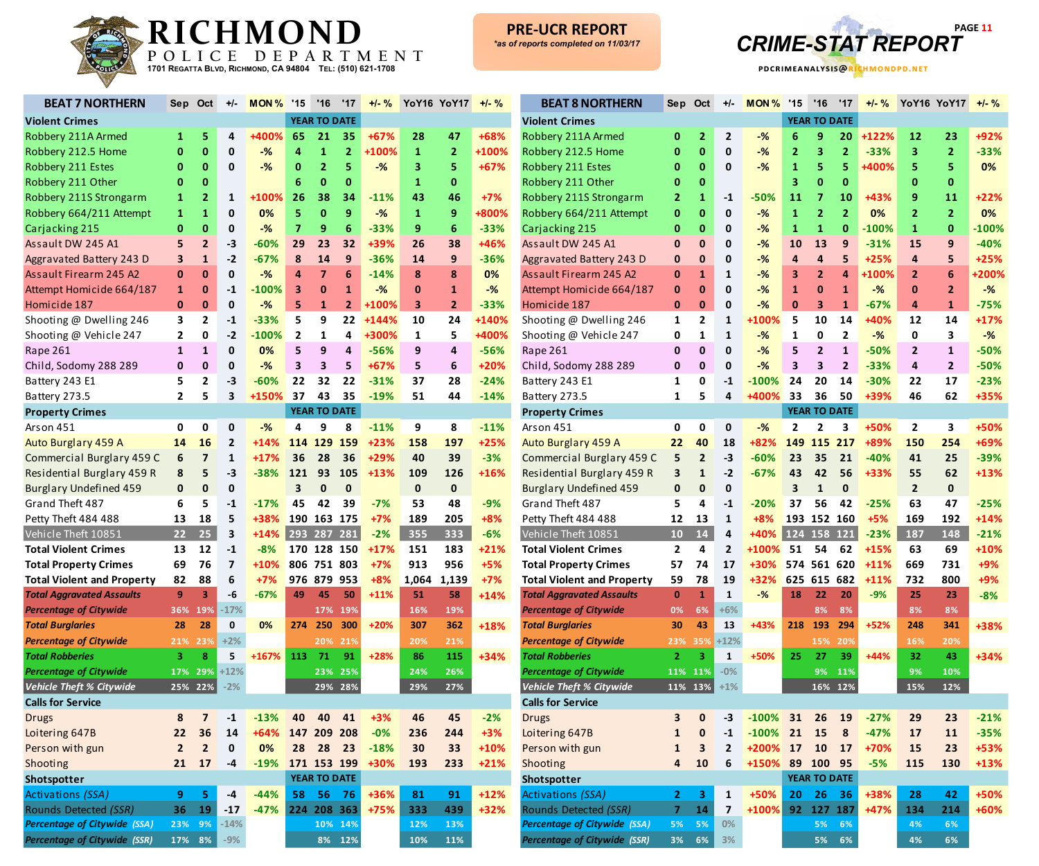# RICHMOND POLICE DEPARTMENT

1701 Regatta Blvd, Richmond, CA 94804 Tel: (510) 621-1708

**PRE-UCR REPORT**
*as of reports completed on 11/03/17*

# CRIME-STAT REPORT

PDCRIMEANALYSIS@RICHMONDPD.NET

## BEAT 7 NORTHERN

| BEAT 7 NORTHERN | Sep | Oct | +/- | MON % | '15 | '16 | '17 | +/- % | YoY16 | YoY17 | +/- % |
|---|---|---|---|---|---|---|---|---|---|---|---|
| **Violent Crimes** | | | | | YEAR TO DATE | | | | | | |
| Robbery 211A Armed | 1 | 5 | 4 | +400% | 65 | 21 | 35 | +67% | 28 | 47 | +68% |
| Robbery 212.5 Home | 0 | 0 | 0 | -% | 4 | 1 | 2 | +100% | 1 | 2 | +100% |
| Robbery 211 Estes | 0 | 0 | 0 | -% | 0 | 2 | 5 | -% | 3 | 5 | +67% |
| Robbery 211 Other | 0 | 0 | | | 6 | 0 | 0 | | 1 | 0 | |
| Robbery 211S Strongarm | 1 | 2 | 1 | +100% | 26 | 38 | 34 | -11% | 43 | 46 | +7% |
| Robbery 664/211 Attempt | 1 | 1 | 0 | 0% | 5 | 0 | 9 | -% | 1 | 9 | +800% |
| Carjacking 215 | 0 | 0 | 0 | -% | 7 | 9 | 6 | -33% | 9 | 6 | -33% |
| Assault DW 245 A1 | 5 | 2 | -3 | -60% | 29 | 23 | 32 | +39% | 26 | 38 | +46% |
| Aggravated Battery 243 D | 3 | 1 | -2 | -67% | 8 | 14 | 9 | -36% | 14 | 9 | -36% |
| Assault Firearm 245 A2 | 0 | 0 | 0 | -% | 4 | 7 | 6 | -14% | 8 | 8 | 0% |
| Attempt Homicide 664/187 | 1 | 0 | -1 | -100% | 3 | 0 | 1 | -% | 0 | 1 | -% |
| Homicide 187 | 0 | 0 | 0 | -% | 5 | 1 | 2 | +100% | 3 | 2 | -33% |
| Shooting @ Dwelling 246 | 3 | 2 | -1 | -33% | 5 | 9 | 22 | +144% | 10 | 24 | +140% |
| Shooting @ Vehicle 247 | 2 | 0 | -2 | -100% | 2 | 1 | 4 | +300% | 1 | 5 | +400% |
| Rape 261 | 1 | 1 | 0 | 0% | 5 | 9 | 4 | -56% | 9 | 4 | -56% |
| Child, Sodomy 288 289 | 0 | 0 | 0 | -% | 3 | 3 | 5 | +67% | 5 | 6 | +20% |
| Battery 243 E1 | 5 | 2 | -3 | -60% | 22 | 32 | 22 | -31% | 37 | 28 | -24% |
| Battery 273.5 | 2 | 5 | 3 | +150% | 37 | 43 | 35 | -19% | 51 | 44 | -14% |
| **Property Crimes** | | | | | YEAR TO DATE | | | | | | |
| Arson 451 | 0 | 0 | 0 | -% | 4 | 9 | 8 | -11% | 9 | 8 | -11% |
| Auto Burglary 459 A | 14 | 16 | 2 | +14% | 114 | 129 | 159 | +23% | 158 | 197 | +25% |
| Commercial Burglary 459 C | 6 | 7 | 1 | +17% | 36 | 28 | 36 | +29% | 40 | 39 | -3% |
| Residential Burglary 459 R | 8 | 5 | -3 | -38% | 121 | 93 | 105 | +13% | 109 | 126 | +16% |
| Burglary Undefined 459 | 0 | 0 | 0 | | 3 | 0 | 0 | | 0 | 0 | |
| Grand Theft 487 | 6 | 5 | -1 | -17% | 45 | 42 | 39 | -7% | 53 | 48 | -9% |
| Petty Theft 484 488 | 13 | 18 | 5 | +38% | 190 | 163 | 175 | +7% | 189 | 205 | +8% |
| Vehicle Theft 10851 | 22 | 25 | 3 | +14% | 293 | 287 | 281 | -2% | 355 | 333 | -6% |
| **Total Violent Crimes** | 13 | 12 | -1 | -8% | 170 | 128 | 150 | +17% | 151 | 183 | +21% |
| **Total Property Crimes** | 69 | 76 | 7 | +10% | 806 | 751 | 803 | +7% | 913 | 956 | +5% |
| **Total Violent and Property** | 82 | 88 | 6 | +7% | 976 | 879 | 953 | +8% | 1,064 | 1,139 | +7% |
| ***Total Aggravated Assaults*** | 9 | 3 | -6 | -67% | 49 | 45 | 50 | +11% | 51 | 58 | +14% |
| ***Percentage of Citywide*** | 36% | 19% | -17% | | | 17% | 19% | | 16% | 19% | |
| ***Total Burglaries*** | 28 | 28 | 0 | 0% | 274 | 250 | 300 | +20% | 307 | 362 | +18% |
| ***Percentage of Citywide*** | 21% | 23% | +2% | | | 20% | 21% | | 20% | 21% | |
| ***Total Robberies*** | 3 | 8 | 5 | +167% | 113 | 71 | 91 | +28% | 86 | 115 | +34% |
| ***Percentage of Citywide*** | 17% | 29% | +12% | | | 23% | 25% | | 24% | 26% | |
| ***Vehicle Theft % Citywide*** | 25% | 22% | -2% | | | 29% | 28% | | 29% | 27% | |
| **Calls for Service** | | | | | | | | | | | |
| Drugs | 8 | 7 | -1 | -13% | 40 | 40 | 41 | +3% | 46 | 45 | -2% |
| Loitering 647B | 22 | 36 | 14 | +64% | 147 | 209 | 208 | -0% | 236 | 244 | +3% |
| Person with gun | 2 | 2 | 0 | 0% | 28 | 28 | 23 | -18% | 30 | 33 | +10% |
| Shooting | 21 | 17 | -4 | -19% | 171 | 153 | 199 | +30% | 193 | 233 | +21% |
| **Shotspotter** | | | | | YEAR TO DATE | | | | | | |
| Activations *(SSA)* | 9 | 5 | -4 | -44% | 58 | 56 | 76 | +36% | 81 | 91 | +12% |
| Rounds Detected *(SSR)* | 36 | 19 | -17 | -47% | 224 | 208 | 363 | +75% | 333 | 439 | +32% |
| ***Percentage of Citywide (SSA)*** | 23% | 9% | -14% | | | 10% | 14% | | 12% | 13% | |
| ***Percentage of Citywide (SSR)*** | 17% | 8% | -9% | | | 8% | 12% | | 10% | 11% | |

## BEAT 8 NORTHERN

| BEAT 8 NORTHERN | Sep | Oct | +/- | MON % | '15 | '16 | '17 | +/- % | YoY16 | YoY17 | +/- % |
|---|---|---|---|---|---|---|---|---|---|---|---|
| **Violent Crimes** | | | | | YEAR TO DATE | | | | | | |
| Robbery 211A Armed | 0 | 2 | 2 | -% | 6 | 9 | 20 | +122% | 12 | 23 | +92% |
| Robbery 212.5 Home | 0 | 0 | 0 | -% | 2 | 3 | 2 | -33% | 3 | 2 | -33% |
| Robbery 211 Estes | 0 | 0 | 0 | -% | 1 | 5 | 5 | +400% | 5 | 5 | 0% |
| Robbery 211 Other | 0 | 0 | | | 3 | 0 | 0 | | 0 | 0 | |
| Robbery 211S Strongarm | 2 | 1 | -1 | -50% | 11 | 7 | 10 | +43% | 9 | 11 | +22% |
| Robbery 664/211 Attempt | 0 | 0 | 0 | -% | 1 | 2 | 2 | 0% | 2 | 2 | 0% |
| Carjacking 215 | 0 | 0 | 0 | -% | 1 | 1 | 0 | -100% | 1 | 0 | -100% |
| Assault DW 245 A1 | 0 | 0 | 0 | -% | 10 | 13 | 9 | -31% | 15 | 9 | -40% |
| Aggravated Battery 243 D | 0 | 0 | 0 | -% | 4 | 4 | 5 | +25% | 4 | 5 | +25% |
| Assault Firearm 245 A2 | 0 | 1 | 1 | -% | 3 | 2 | 4 | +100% | 2 | 6 | +200% |
| Attempt Homicide 664/187 | 0 | 0 | 0 | -% | 1 | 0 | 1 | -% | 0 | 2 | -% |
| Homicide 187 | 0 | 0 | 0 | -% | 0 | 3 | 1 | -67% | 4 | 1 | -75% |
| Shooting @ Dwelling 246 | 1 | 2 | 1 | +100% | 5 | 10 | 14 | +40% | 12 | 14 | +17% |
| Shooting @ Vehicle 247 | 0 | 1 | 1 | -% | 1 | 0 | 2 | -% | 0 | 3 | -% |
| Rape 261 | 0 | 0 | 0 | -% | 5 | 2 | 1 | -50% | 2 | 1 | -50% |
| Child, Sodomy 288 289 | 0 | 0 | 0 | -% | 3 | 3 | 2 | -33% | 4 | 2 | -50% |
| Battery 243 E1 | 1 | 0 | -1 | -100% | 24 | 20 | 14 | -30% | 22 | 17 | -23% |
| Battery 273.5 | 1 | 5 | 4 | +400% | 33 | 36 | 50 | +39% | 46 | 62 | +35% |
| **Property Crimes** | | | | | YEAR TO DATE | | | | | | |
| Arson 451 | 0 | 0 | 0 | -% | 2 | 2 | 3 | +50% | 2 | 3 | +50% |
| Auto Burglary 459 A | 22 | 40 | 18 | +82% | 149 | 115 | 217 | +89% | 150 | 254 | +69% |
| Commercial Burglary 459 C | 5 | 2 | -3 | -60% | 23 | 35 | 21 | -40% | 41 | 25 | -39% |
| Residential Burglary 459 R | 3 | 1 | -2 | -67% | 43 | 42 | 56 | +33% | 55 | 62 | +13% |
| Burglary Undefined 459 | 0 | 0 | 0 | | 3 | 1 | 0 | | 2 | 0 | |
| Grand Theft 487 | 5 | 4 | -1 | -20% | 37 | 56 | 42 | -25% | 63 | 47 | -25% |
| Petty Theft 484 488 | 12 | 13 | 1 | +8% | 193 | 152 | 160 | +5% | 169 | 192 | +14% |
| Vehicle Theft 10851 | 10 | 14 | 4 | +40% | 124 | 158 | 121 | -23% | 187 | 148 | -21% |
| **Total Violent Crimes** | 2 | 4 | 2 | +100% | 51 | 54 | 62 | +15% | 63 | 69 | +10% |
| **Total Property Crimes** | 57 | 74 | 17 | +30% | 574 | 561 | 620 | +11% | 669 | 731 | +9% |
| **Total Violent and Property** | 59 | 78 | 19 | +32% | 625 | 615 | 682 | +11% | 732 | 800 | +9% |
| ***Total Aggravated Assaults*** | 0 | 1 | 1 | -% | 18 | 22 | 20 | -9% | 25 | 23 | -8% |
| ***Percentage of Citywide*** | 0% | 6% | +6% | | | 8% | 8% | | 8% | 8% | |
| ***Total Burglaries*** | 30 | 43 | 13 | +43% | 218 | 193 | 294 | +52% | 248 | 341 | +38% |
| ***Percentage of Citywide*** | 23% | 35% | +12% | | | 15% | 20% | | 16% | 20% | |
| ***Total Robberies*** | 2 | 3 | 1 | +50% | 25 | 27 | 39 | +44% | 32 | 43 | +34% |
| ***Percentage of Citywide*** | 11% | 11% | -0% | | | 9% | 11% | | 9% | 10% | |
| ***Vehicle Theft % Citywide*** | 11% | 13% | +1% | | | 16% | 12% | | 15% | 12% | |
| **Calls for Service** | | | | | | | | | | | |
| Drugs | 3 | 0 | -3 | -100% | 31 | 26 | 19 | -27% | 29 | 23 | -21% |
| Loitering 647B | 1 | 0 | -1 | -100% | 21 | 15 | 8 | -47% | 17 | 11 | -35% |
| Person with gun | 1 | 3 | 2 | +200% | 17 | 10 | 17 | +70% | 15 | 23 | +53% |
| Shooting | 4 | 10 | 6 | +150% | 89 | 100 | 95 | -5% | 115 | 130 | +13% |
| **Shotspotter** | | | | | YEAR TO DATE | | | | | | |
| Activations *(SSA)* | 2 | 3 | 1 | +50% | 20 | 26 | 36 | +38% | 28 | 42 | +50% |
| Rounds Detected *(SSR)* | 7 | 14 | 7 | +100% | 92 | 127 | 187 | +47% | 134 | 214 | +60% |
| ***Percentage of Citywide (SSA)*** | 5% | 5% | 0% | | | 5% | 6% | | 4% | 6% | |
| ***Percentage of Citywide (SSR)*** | 3% | 6% | 3% | | | 5% | 6% | | 4% | 6% | |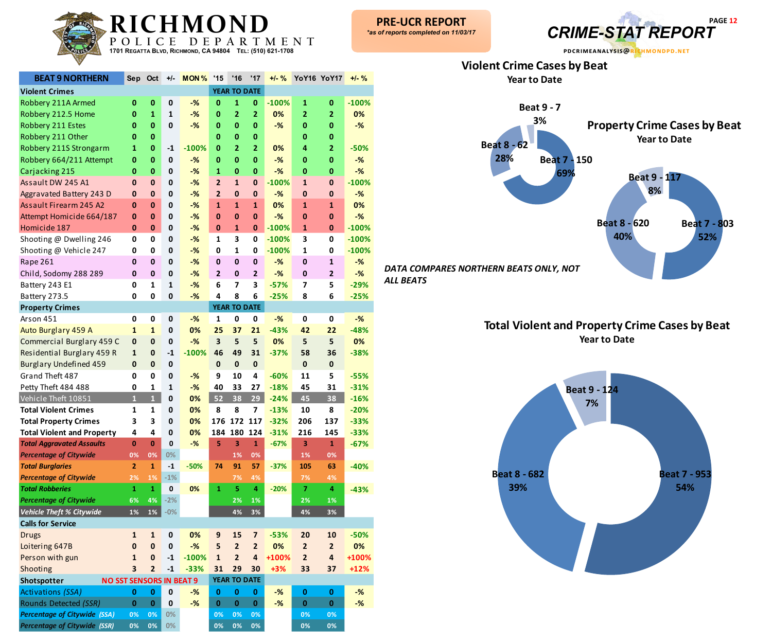# RICHMOND POLICE DEPARTMENT

1701 Regatta Blvd, Richmond, CA 94804 Tel: (510) 621-1708

**PRE-UCR REPORT**
*\*as of reports completed on 11/03/17*

**CRIME-STAT REPORT**

PDCRIMEANALYSIS@RICHMONDPD.NET

| BEAT 9 NORTHERN | Sep | Oct | +/- | MON % | '15 | '16 | '17 | +/- % | YoY16 | YoY17 | +/- % |
|---|---|---|---|---|---|---|---|---|---|---|---|
| **Violent Crimes** | | | | | YEAR TO DATE | | | | | | |
| Robbery 211A Armed | 0 | 0 | 0 | -% | 0 | 1 | 0 | -100% | 1 | 0 | -100% |
| Robbery 212.5 Home | 0 | 1 | 1 | -% | 0 | 2 | 2 | 0% | 2 | 2 | 0% |
| Robbery 211 Estes | 0 | 0 | 0 | -% | 0 | 0 | 0 | -% | 0 | 0 | -% |
| Robbery 211 Other | 0 | 0 | | | 0 | 0 | 0 | | 0 | 0 | |
| Robbery 211S Strongarm | 1 | 0 | -1 | -100% | 0 | 2 | 2 | 0% | 4 | 2 | -50% |
| Robbery 664/211 Attempt | 0 | 0 | 0 | -% | 0 | 0 | 0 | -% | 0 | 0 | -% |
| Carjacking 215 | 0 | 0 | 0 | -% | 1 | 0 | 0 | -% | 0 | 0 | -% |
| Assault DW 245 A1 | 0 | 0 | 0 | -% | 2 | 1 | 0 | -100% | 1 | 0 | -100% |
| Aggravated Battery 243 D | 0 | 0 | 0 | -% | 2 | 0 | 0 | -% | 0 | 0 | -% |
| Assault Firearm 245 A2 | 0 | 0 | 0 | -% | 1 | 1 | 1 | 0% | 1 | 1 | 0% |
| Attempt Homicide 664/187 | 0 | 0 | 0 | -% | 0 | 0 | 0 | -% | 0 | 0 | -% |
| Homicide 187 | 0 | 0 | 0 | -% | 0 | 1 | 0 | -100% | 1 | 0 | -100% |
| Shooting @ Dwelling 246 | 0 | 0 | 0 | -% | 1 | 3 | 0 | -100% | 3 | 0 | -100% |
| Shooting @ Vehicle 247 | 0 | 0 | 0 | -% | 0 | 1 | 0 | -100% | 1 | 0 | -100% |
| Rape 261 | 0 | 0 | 0 | -% | 0 | 0 | 0 | -% | 0 | 1 | -% |
| Child, Sodomy 288 289 | 0 | 0 | 0 | -% | 2 | 0 | 2 | -% | 0 | 2 | -% |
| Battery 243 E1 | 0 | 1 | 1 | -% | 6 | 7 | 3 | -57% | 7 | 5 | -29% |
| Battery 273.5 | 0 | 0 | 0 | -% | 4 | 8 | 6 | -25% | 8 | 6 | -25% |
| **Property Crimes** | | | | | YEAR TO DATE | | | | | | |
| Arson 451 | 0 | 0 | 0 | -% | 1 | 0 | 0 | -% | 0 | 0 | -% |
| Auto Burglary 459 A | 1 | 1 | 0 | 0% | 25 | 37 | 21 | -43% | 42 | 22 | -48% |
| Commercial Burglary 459 C | 0 | 0 | 0 | -% | 3 | 5 | 5 | 0% | 5 | 5 | 0% |
| Residential Burglary 459 R | 1 | 0 | -1 | -100% | 46 | 49 | 31 | -37% | 58 | 36 | -38% |
| Burglary Undefined 459 | 0 | 0 | 0 | | 0 | 0 | 0 | | 0 | 0 | |
| Grand Theft 487 | 0 | 0 | 0 | -% | 9 | 10 | 4 | -60% | 11 | 5 | -55% |
| Petty Theft 484 488 | 0 | 1 | 1 | -% | 40 | 33 | 27 | -18% | 45 | 31 | -31% |
| Vehicle Theft 10851 | 1 | 1 | 0 | 0% | 52 | 38 | 29 | -24% | 45 | 38 | -16% |
| **Total Violent Crimes** | 1 | 1 | 0 | 0% | 8 | 8 | 7 | -13% | 10 | 8 | -20% |
| **Total Property Crimes** | 3 | 3 | 0 | 0% | 176 | 172 | 117 | -32% | 206 | 137 | -33% |
| **Total Violent and Property** | 4 | 4 | 0 | 0% | 184 | 180 | 124 | -31% | 216 | 145 | -33% |
| ***Total Aggravated Assaults*** | 0 | 0 | 0 | -% | 5 | 3 | 1 | -67% | 3 | 1 | -67% |
| ***Percentage of Citywide*** | 0% | 0% | 0% | | | 1% | 0% | | 1% | 0% | |
| ***Total Burglaries*** | 2 | 1 | -1 | -50% | 74 | 91 | 57 | -37% | 105 | 63 | -40% |
| ***Percentage of Citywide*** | 2% | 1% | -1% | | | 7% | 4% | | 7% | 4% | |
| ***Total Robberies*** | 1 | 1 | 0 | 0% | 1 | 5 | 4 | -20% | 7 | 4 | -43% |
| ***Percentage of Citywide*** | 6% | 4% | -2% | | | 2% | 1% | | 2% | 1% | |
| ***Vehicle Theft % Citywide*** | 1% | 1% | -0% | | | 4% | 3% | | 4% | 3% | |
| **Calls for Service** | | | | | | | | | | | |
| Drugs | 1 | 1 | 0 | 0% | 9 | 15 | 7 | -53% | 20 | 10 | -50% |
| Loitering 647B | 0 | 0 | 0 | -% | 5 | 2 | 2 | 0% | 2 | 2 | 0% |
| Person with gun | 1 | 0 | -1 | -100% | 1 | 2 | 4 | +100% | 2 | 4 | +100% |
| Shooting | 3 | 2 | -1 | -33% | 31 | 29 | 30 | +3% | 33 | 37 | +12% |
| **Shotspotter** — NO SST SENSORS IN BEAT 9 | | | | | YEAR TO DATE | | | | | | |
| *Activations (SSA)* | 0 | 0 | 0 | -% | 0 | 0 | 0 | -% | 0 | 0 | -% |
| *Rounds Detected (SSR)* | 0 | 0 | 0 | -% | 0 | 0 | 0 | -% | 0 | 0 | -% |
| ***Percentage of Citywide (SSA)*** | 0% | 0% | 0% | | 0% | 0% | 0% | | 0% | 0% | |
| ***Percentage of Citywide (SSR)*** | 0% | 0% | 0% | | 0% | 0% | 0% | | 0% | 0% | |

**Violent Crime Cases by Beat**
Year to Date

Beat 9 - 7
3%
Beat 8 - 62
28%
Beat 7 - 150
69%

**Property Crime Cases by Beat**
Year to Date

Beat 9 - 117
8%
Beat 8 - 620
40%
Beat 7 - 803
52%

*DATA COMPARES NORTHERN BEATS ONLY, NOT ALL BEATS*

**Total Violent and Property Crime Cases by Beat**
Year to Date

Beat 9 - 124
7%
Beat 8 - 682
39%
Beat 7 - 953
54%